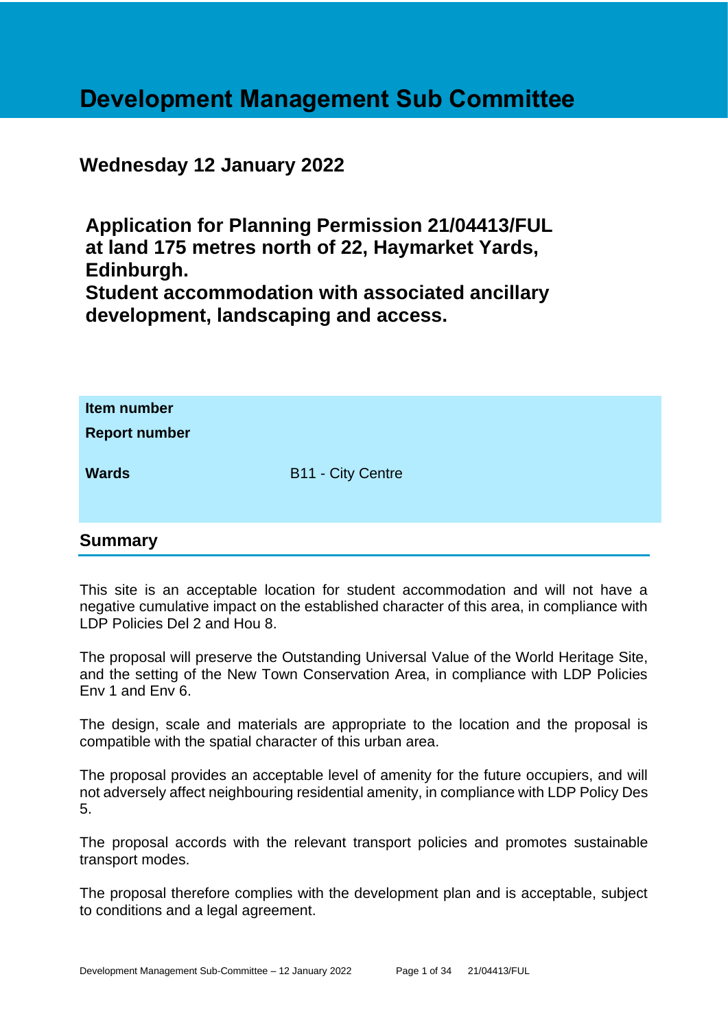# Development Management Sub Committee

## Wednesday 12 January 2022

## Application for Planning Permission 21/04413/FUL at land 175 metres north of 22, Haymarket Yards, Edinburgh. Student accommodation with associated ancillary development, landscaping and access.

| | |
|---|---|
| **Item number** | |
| **Report number** | |
| **Wards** | B11 - City Centre |

## Summary

This site is an acceptable location for student accommodation and will not have a negative cumulative impact on the established character of this area, in compliance with LDP Policies Del 2 and Hou 8.

The proposal will preserve the Outstanding Universal Value of the World Heritage Site, and the setting of the New Town Conservation Area, in compliance with LDP Policies Env 1 and Env 6.

The design, scale and materials are appropriate to the location and the proposal is compatible with the spatial character of this urban area.

The proposal provides an acceptable level of amenity for the future occupiers, and will not adversely affect neighbouring residential amenity, in compliance with LDP Policy Des 5.

The proposal accords with the relevant transport policies and promotes sustainable transport modes.

The proposal therefore complies with the development plan and is acceptable, subject to conditions and a legal agreement.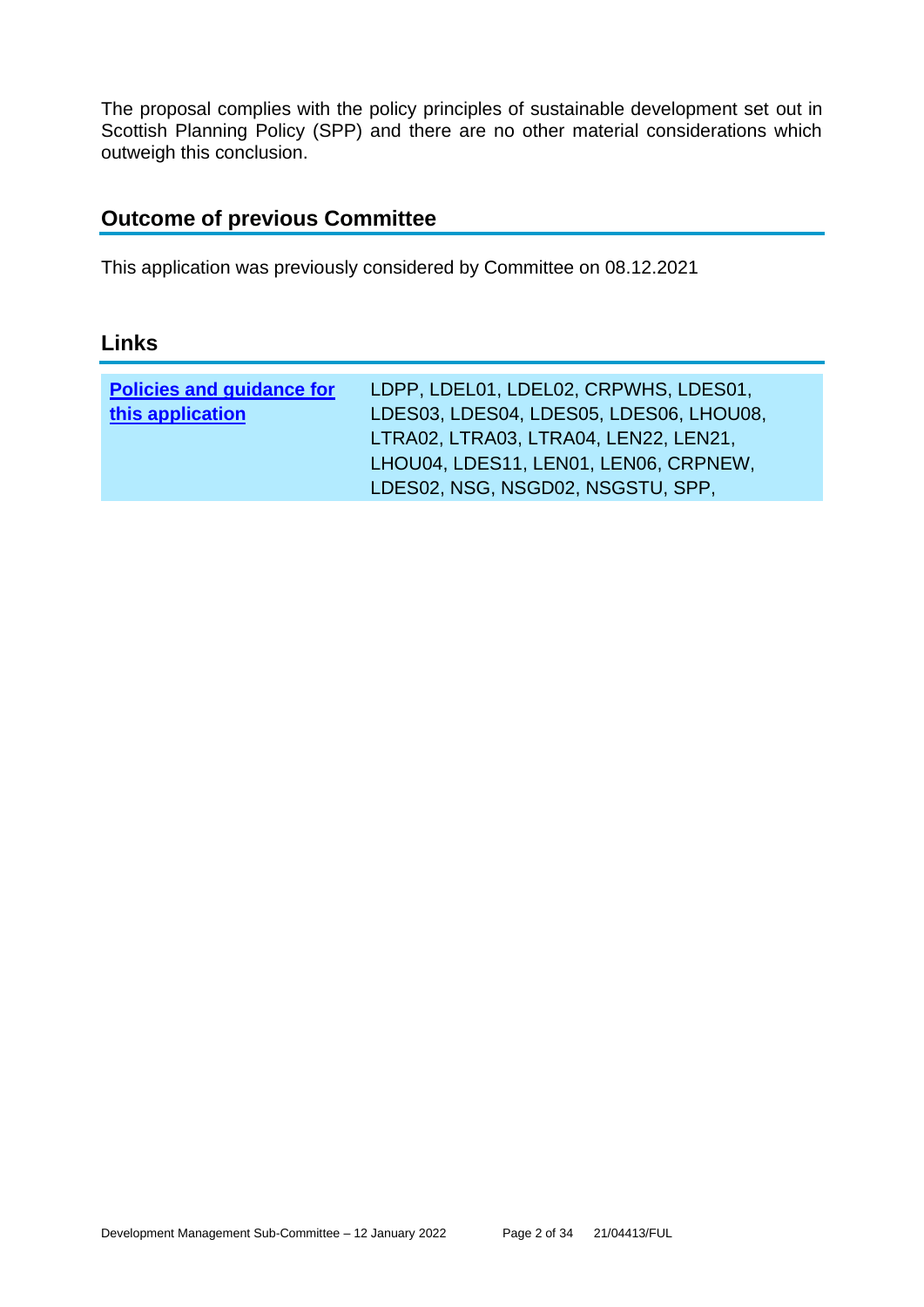The proposal complies with the policy principles of sustainable development set out in Scottish Planning Policy (SPP) and there are no other material considerations which outweigh this conclusion.

## Outcome of previous Committee

This application was previously considered by Committee on 08.12.2021

## Links

| Policies and guidance for this application | LDPP, LDEL01, LDEL02, CRPWHS, LDES01, LDES03, LDES04, LDES05, LDES06, LHOU08, LTRA02, LTRA03, LTRA04, LEN22, LEN21, LHOU04, LDES11, LEN01, LEN06, CRPNEW, LDES02, NSG, NSGD02, NSGSTU, SPP, |
|---|---|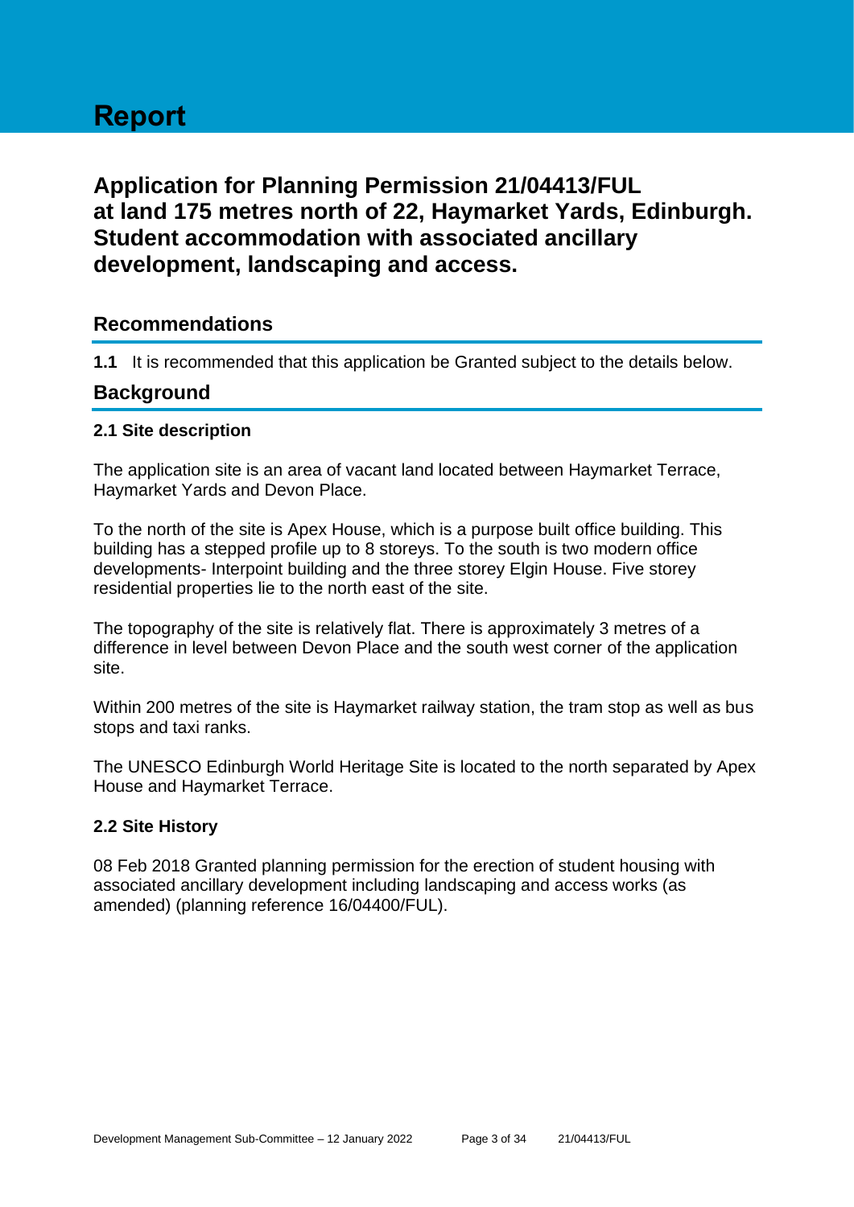# Report

## Application for Planning Permission 21/04413/FUL at land 175 metres north of 22, Haymarket Yards, Edinburgh. Student accommodation with associated ancillary development, landscaping and access.

## Recommendations

**1.1** It is recommended that this application be Granted subject to the details below.

## Background

### 2.1 Site description

The application site is an area of vacant land located between Haymarket Terrace, Haymarket Yards and Devon Place.

To the north of the site is Apex House, which is a purpose built office building. This building has a stepped profile up to 8 storeys. To the south is two modern office developments- Interpoint building and the three storey Elgin House. Five storey residential properties lie to the north east of the site.

The topography of the site is relatively flat. There is approximately 3 metres of a difference in level between Devon Place and the south west corner of the application site.

Within 200 metres of the site is Haymarket railway station, the tram stop as well as bus stops and taxi ranks.

The UNESCO Edinburgh World Heritage Site is located to the north separated by Apex House and Haymarket Terrace.

### 2.2 Site History

08 Feb 2018 Granted planning permission for the erection of student housing with associated ancillary development including landscaping and access works (as amended) (planning reference 16/04400/FUL).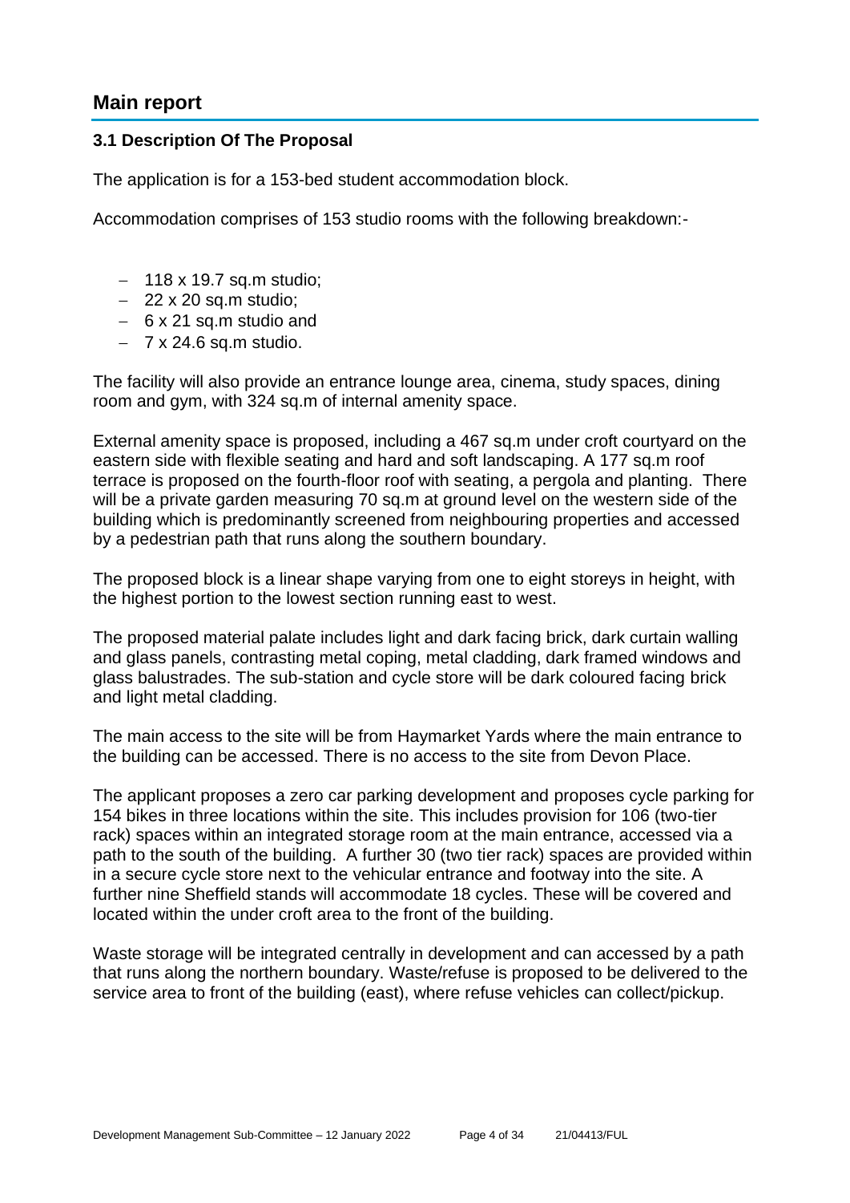## Main report

### 3.1 Description Of The Proposal

The application is for a 153-bed student accommodation block.

Accommodation comprises of 153 studio rooms with the following breakdown:-

- 118 x 19.7 sq.m studio;
- 22 x 20 sq.m studio;
- 6 x 21 sq.m studio and
- 7 x 24.6 sq.m studio.

The facility will also provide an entrance lounge area, cinema, study spaces, dining room and gym, with 324 sq.m of internal amenity space.

External amenity space is proposed, including a 467 sq.m under croft courtyard on the eastern side with flexible seating and hard and soft landscaping. A 177 sq.m roof terrace is proposed on the fourth-floor roof with seating, a pergola and planting. There will be a private garden measuring 70 sq.m at ground level on the western side of the building which is predominantly screened from neighbouring properties and accessed by a pedestrian path that runs along the southern boundary.

The proposed block is a linear shape varying from one to eight storeys in height, with the highest portion to the lowest section running east to west.

The proposed material palate includes light and dark facing brick, dark curtain walling and glass panels, contrasting metal coping, metal cladding, dark framed windows and glass balustrades. The sub-station and cycle store will be dark coloured facing brick and light metal cladding.

The main access to the site will be from Haymarket Yards where the main entrance to the building can be accessed. There is no access to the site from Devon Place.

The applicant proposes a zero car parking development and proposes cycle parking for 154 bikes in three locations within the site. This includes provision for 106 (two-tier rack) spaces within an integrated storage room at the main entrance, accessed via a path to the south of the building. A further 30 (two tier rack) spaces are provided within in a secure cycle store next to the vehicular entrance and footway into the site. A further nine Sheffield stands will accommodate 18 cycles. These will be covered and located within the under croft area to the front of the building.

Waste storage will be integrated centrally in development and can accessed by a path that runs along the northern boundary. Waste/refuse is proposed to be delivered to the service area to front of the building (east), where refuse vehicles can collect/pickup.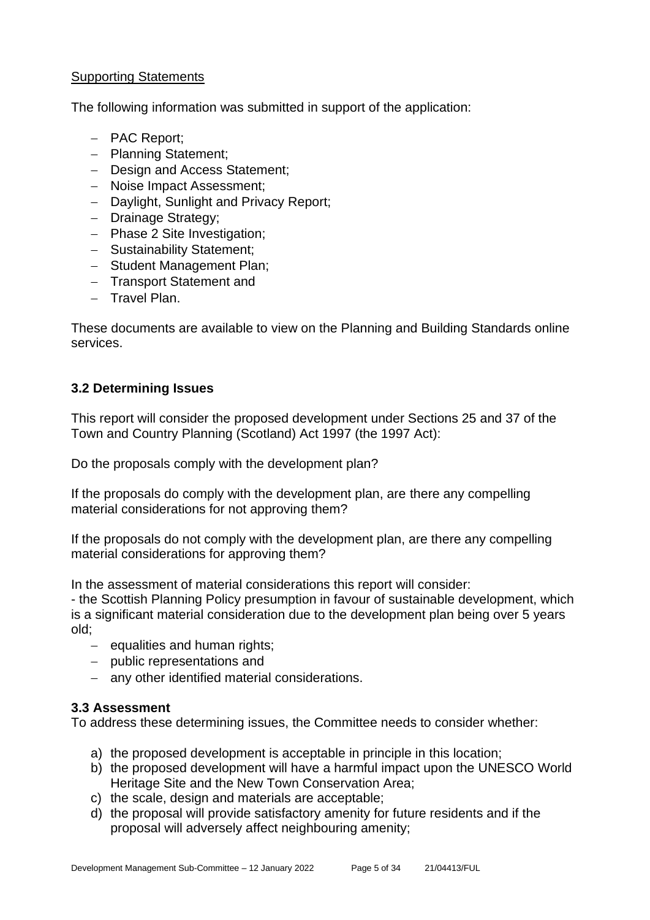Supporting Statements

The following information was submitted in support of the application:

- PAC Report;
- Planning Statement;
- Design and Access Statement;
- Noise Impact Assessment;
- Daylight, Sunlight and Privacy Report;
- Drainage Strategy;
- Phase 2 Site Investigation;
- Sustainability Statement;
- Student Management Plan;
- Transport Statement and
- Travel Plan.

These documents are available to view on the Planning and Building Standards online services.

### 3.2 Determining Issues

This report will consider the proposed development under Sections 25 and 37 of the Town and Country Planning (Scotland) Act 1997 (the 1997 Act):

Do the proposals comply with the development plan?

If the proposals do comply with the development plan, are there any compelling material considerations for not approving them?

If the proposals do not comply with the development plan, are there any compelling material considerations for approving them?

In the assessment of material considerations this report will consider:
- the Scottish Planning Policy presumption in favour of sustainable development, which is a significant material consideration due to the development plan being over 5 years old;
- equalities and human rights;
- public representations and
- any other identified material considerations.

### 3.3 Assessment

To address these determining issues, the Committee needs to consider whether:

a) the proposed development is acceptable in principle in this location;
b) the proposed development will have a harmful impact upon the UNESCO World Heritage Site and the New Town Conservation Area;
c) the scale, design and materials are acceptable;
d) the proposal will provide satisfactory amenity for future residents and if the proposal will adversely affect neighbouring amenity;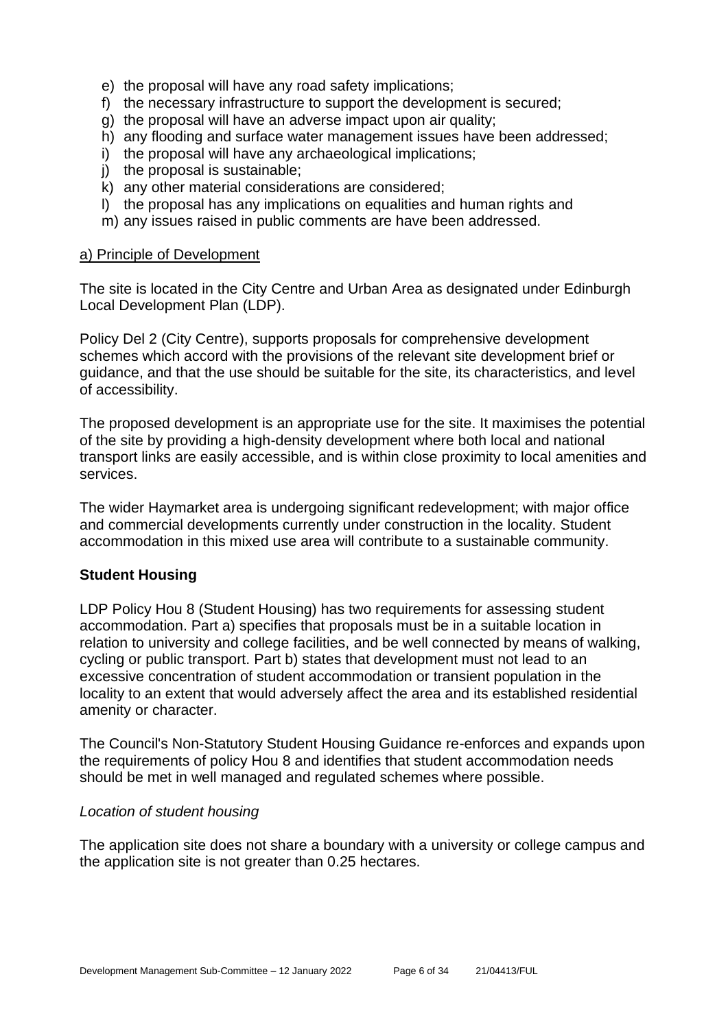e) the proposal will have any road safety implications;
f) the necessary infrastructure to support the development is secured;
g) the proposal will have an adverse impact upon air quality;
h) any flooding and surface water management issues have been addressed;
i) the proposal will have any archaeological implications;
j) the proposal is sustainable;
k) any other material considerations are considered;
l) the proposal has any implications on equalities and human rights and
m) any issues raised in public comments are have been addressed.

a) Principle of Development

The site is located in the City Centre and Urban Area as designated under Edinburgh Local Development Plan (LDP).

Policy Del 2 (City Centre), supports proposals for comprehensive development schemes which accord with the provisions of the relevant site development brief or guidance, and that the use should be suitable for the site, its characteristics, and level of accessibility.

The proposed development is an appropriate use for the site. It maximises the potential of the site by providing a high-density development where both local and national transport links are easily accessible, and is within close proximity to local amenities and services.

The wider Haymarket area is undergoing significant redevelopment; with major office and commercial developments currently under construction in the locality. Student accommodation in this mixed use area will contribute to a sustainable community.

**Student Housing**

LDP Policy Hou 8 (Student Housing) has two requirements for assessing student accommodation. Part a) specifies that proposals must be in a suitable location in relation to university and college facilities, and be well connected by means of walking, cycling or public transport. Part b) states that development must not lead to an excessive concentration of student accommodation or transient population in the locality to an extent that would adversely affect the area and its established residential amenity or character.

The Council's Non-Statutory Student Housing Guidance re-enforces and expands upon the requirements of policy Hou 8 and identifies that student accommodation needs should be met in well managed and regulated schemes where possible.

*Location of student housing*

The application site does not share a boundary with a university or college campus and the application site is not greater than 0.25 hectares.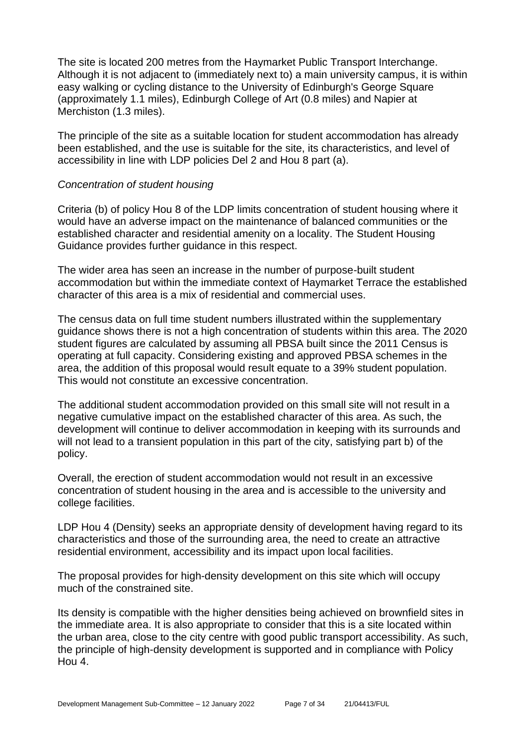The site is located 200 metres from the Haymarket Public Transport Interchange. Although it is not adjacent to (immediately next to) a main university campus, it is within easy walking or cycling distance to the University of Edinburgh's George Square (approximately 1.1 miles), Edinburgh College of Art (0.8 miles) and Napier at Merchiston (1.3 miles).

The principle of the site as a suitable location for student accommodation has already been established, and the use is suitable for the site, its characteristics, and level of accessibility in line with LDP policies Del 2 and Hou 8 part (a).

*Concentration of student housing*

Criteria (b) of policy Hou 8 of the LDP limits concentration of student housing where it would have an adverse impact on the maintenance of balanced communities or the established character and residential amenity on a locality. The Student Housing Guidance provides further guidance in this respect.

The wider area has seen an increase in the number of purpose-built student accommodation but within the immediate context of Haymarket Terrace the established character of this area is a mix of residential and commercial uses.

The census data on full time student numbers illustrated within the supplementary guidance shows there is not a high concentration of students within this area. The 2020 student figures are calculated by assuming all PBSA built since the 2011 Census is operating at full capacity. Considering existing and approved PBSA schemes in the area, the addition of this proposal would result equate to a 39% student population. This would not constitute an excessive concentration.

The additional student accommodation provided on this small site will not result in a negative cumulative impact on the established character of this area. As such, the development will continue to deliver accommodation in keeping with its surrounds and will not lead to a transient population in this part of the city, satisfying part b) of the policy.

Overall, the erection of student accommodation would not result in an excessive concentration of student housing in the area and is accessible to the university and college facilities.

LDP Hou 4 (Density) seeks an appropriate density of development having regard to its characteristics and those of the surrounding area, the need to create an attractive residential environment, accessibility and its impact upon local facilities.

The proposal provides for high-density development on this site which will occupy much of the constrained site.

Its density is compatible with the higher densities being achieved on brownfield sites in the immediate area. It is also appropriate to consider that this is a site located within the urban area, close to the city centre with good public transport accessibility. As such, the principle of high-density development is supported and in compliance with Policy Hou 4.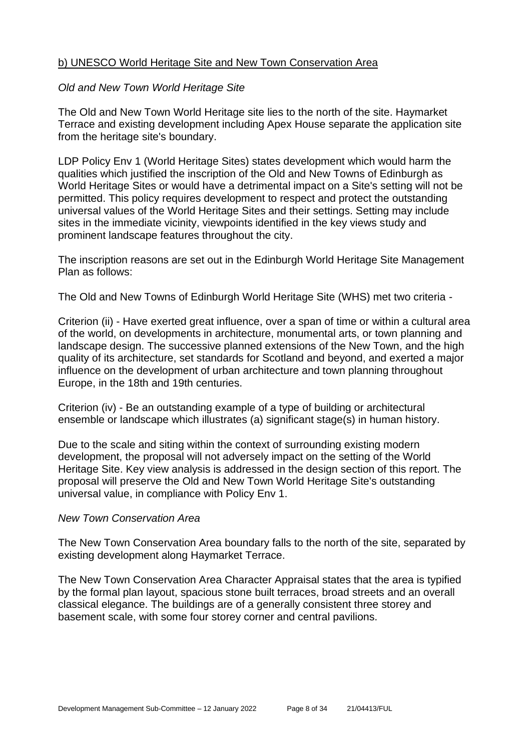### b) UNESCO World Heritage Site and New Town Conservation Area

*Old and New Town World Heritage Site*

The Old and New Town World Heritage site lies to the north of the site. Haymarket Terrace and existing development including Apex House separate the application site from the heritage site's boundary.

LDP Policy Env 1 (World Heritage Sites) states development which would harm the qualities which justified the inscription of the Old and New Towns of Edinburgh as World Heritage Sites or would have a detrimental impact on a Site's setting will not be permitted. This policy requires development to respect and protect the outstanding universal values of the World Heritage Sites and their settings. Setting may include sites in the immediate vicinity, viewpoints identified in the key views study and prominent landscape features throughout the city.

The inscription reasons are set out in the Edinburgh World Heritage Site Management Plan as follows:

The Old and New Towns of Edinburgh World Heritage Site (WHS) met two criteria -

Criterion (ii) - Have exerted great influence, over a span of time or within a cultural area of the world, on developments in architecture, monumental arts, or town planning and landscape design. The successive planned extensions of the New Town, and the high quality of its architecture, set standards for Scotland and beyond, and exerted a major influence on the development of urban architecture and town planning throughout Europe, in the 18th and 19th centuries.

Criterion (iv) - Be an outstanding example of a type of building or architectural ensemble or landscape which illustrates (a) significant stage(s) in human history.

Due to the scale and siting within the context of surrounding existing modern development, the proposal will not adversely impact on the setting of the World Heritage Site. Key view analysis is addressed in the design section of this report. The proposal will preserve the Old and New Town World Heritage Site's outstanding universal value, in compliance with Policy Env 1.

*New Town Conservation Area*

The New Town Conservation Area boundary falls to the north of the site, separated by existing development along Haymarket Terrace.

The New Town Conservation Area Character Appraisal states that the area is typified by the formal plan layout, spacious stone built terraces, broad streets and an overall classical elegance. The buildings are of a generally consistent three storey and basement scale, with some four storey corner and central pavilions.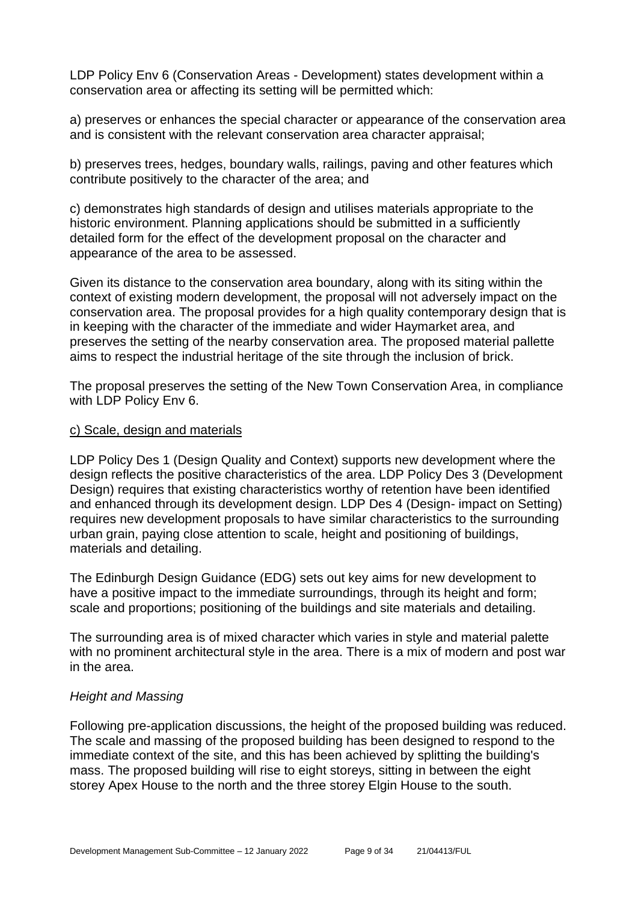LDP Policy Env 6 (Conservation Areas - Development) states development within a conservation area or affecting its setting will be permitted which:

a) preserves or enhances the special character or appearance of the conservation area and is consistent with the relevant conservation area character appraisal;

b) preserves trees, hedges, boundary walls, railings, paving and other features which contribute positively to the character of the area; and

c) demonstrates high standards of design and utilises materials appropriate to the historic environment. Planning applications should be submitted in a sufficiently detailed form for the effect of the development proposal on the character and appearance of the area to be assessed.

Given its distance to the conservation area boundary, along with its siting within the context of existing modern development, the proposal will not adversely impact on the conservation area. The proposal provides for a high quality contemporary design that is in keeping with the character of the immediate and wider Haymarket area, and preserves the setting of the nearby conservation area. The proposed material pallette aims to respect the industrial heritage of the site through the inclusion of brick.

The proposal preserves the setting of the New Town Conservation Area, in compliance with LDP Policy Env 6.

<u>c) Scale, design and materials</u>

LDP Policy Des 1 (Design Quality and Context) supports new development where the design reflects the positive characteristics of the area. LDP Policy Des 3 (Development Design) requires that existing characteristics worthy of retention have been identified and enhanced through its development design. LDP Des 4 (Design- impact on Setting) requires new development proposals to have similar characteristics to the surrounding urban grain, paying close attention to scale, height and positioning of buildings, materials and detailing.

The Edinburgh Design Guidance (EDG) sets out key aims for new development to have a positive impact to the immediate surroundings, through its height and form; scale and proportions; positioning of the buildings and site materials and detailing.

The surrounding area is of mixed character which varies in style and material palette with no prominent architectural style in the area. There is a mix of modern and post war in the area.

*Height and Massing*

Following pre-application discussions, the height of the proposed building was reduced. The scale and massing of the proposed building has been designed to respond to the immediate context of the site, and this has been achieved by splitting the building's mass. The proposed building will rise to eight storeys, sitting in between the eight storey Apex House to the north and the three storey Elgin House to the south.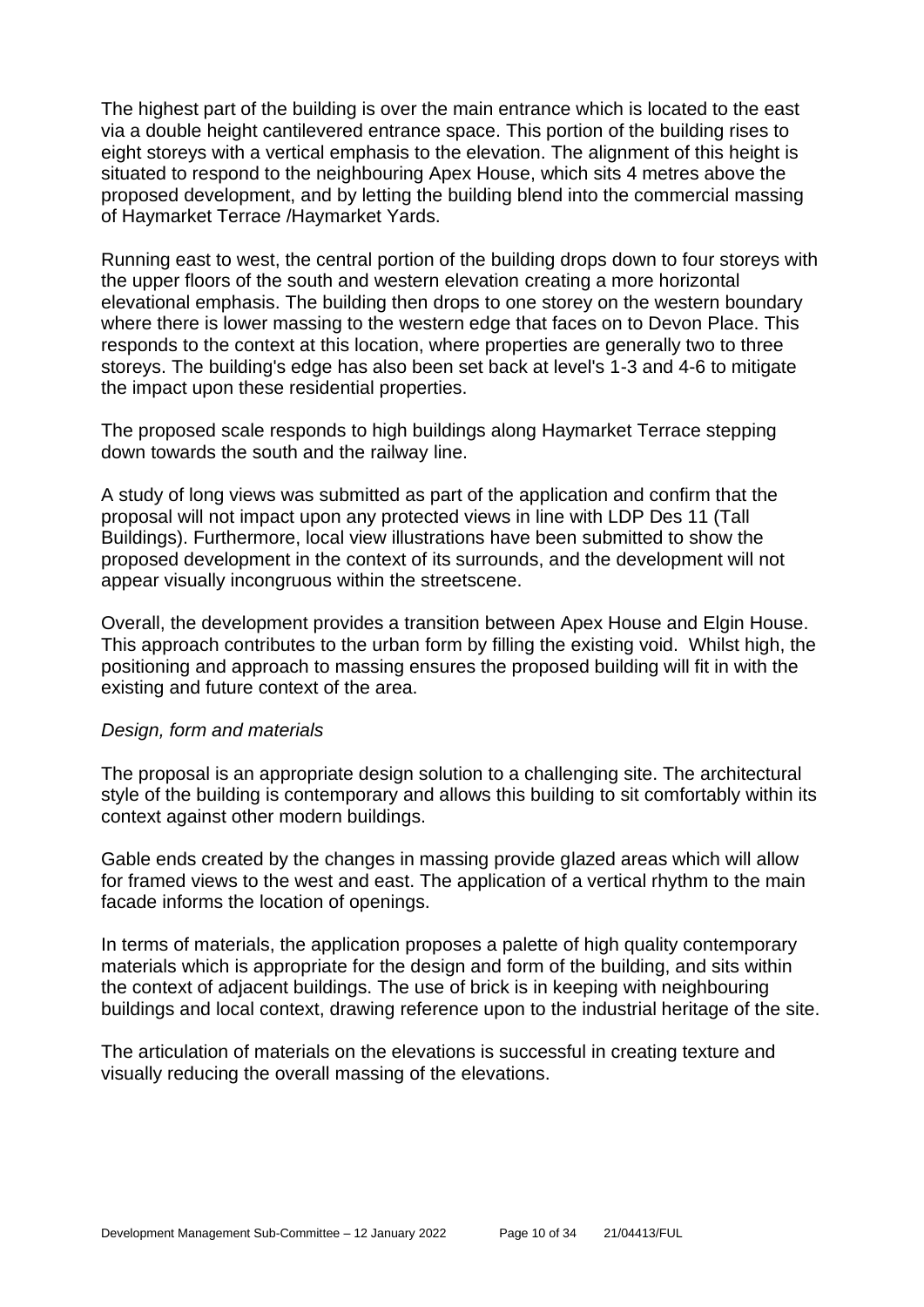The highest part of the building is over the main entrance which is located to the east via a double height cantilevered entrance space. This portion of the building rises to eight storeys with a vertical emphasis to the elevation. The alignment of this height is situated to respond to the neighbouring Apex House, which sits 4 metres above the proposed development, and by letting the building blend into the commercial massing of Haymarket Terrace /Haymarket Yards.

Running east to west, the central portion of the building drops down to four storeys with the upper floors of the south and western elevation creating a more horizontal elevational emphasis. The building then drops to one storey on the western boundary where there is lower massing to the western edge that faces on to Devon Place. This responds to the context at this location, where properties are generally two to three storeys. The building's edge has also been set back at level's 1-3 and 4-6 to mitigate the impact upon these residential properties.

The proposed scale responds to high buildings along Haymarket Terrace stepping down towards the south and the railway line.

A study of long views was submitted as part of the application and confirm that the proposal will not impact upon any protected views in line with LDP Des 11 (Tall Buildings). Furthermore, local view illustrations have been submitted to show the proposed development in the context of its surrounds, and the development will not appear visually incongruous within the streetscene.

Overall, the development provides a transition between Apex House and Elgin House. This approach contributes to the urban form by filling the existing void. Whilst high, the positioning and approach to massing ensures the proposed building will fit in with the existing and future context of the area.

*Design, form and materials*

The proposal is an appropriate design solution to a challenging site. The architectural style of the building is contemporary and allows this building to sit comfortably within its context against other modern buildings.

Gable ends created by the changes in massing provide glazed areas which will allow for framed views to the west and east. The application of a vertical rhythm to the main facade informs the location of openings.

In terms of materials, the application proposes a palette of high quality contemporary materials which is appropriate for the design and form of the building, and sits within the context of adjacent buildings. The use of brick is in keeping with neighbouring buildings and local context, drawing reference upon to the industrial heritage of the site.

The articulation of materials on the elevations is successful in creating texture and visually reducing the overall massing of the elevations.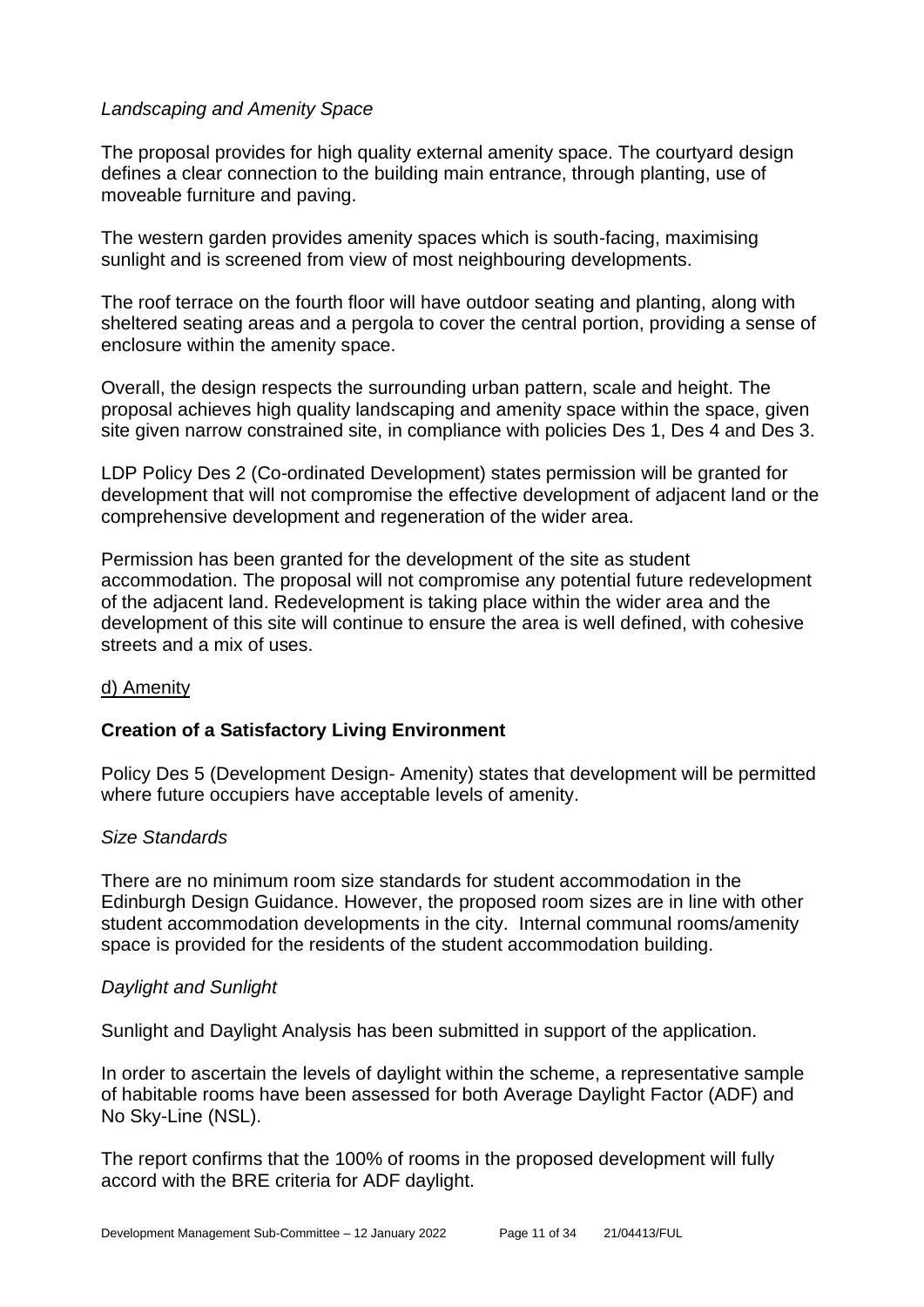*Landscaping and Amenity Space*

The proposal provides for high quality external amenity space. The courtyard design defines a clear connection to the building main entrance, through planting, use of moveable furniture and paving.

The western garden provides amenity spaces which is south-facing, maximising sunlight and is screened from view of most neighbouring developments.

The roof terrace on the fourth floor will have outdoor seating and planting, along with sheltered seating areas and a pergola to cover the central portion, providing a sense of enclosure within the amenity space.

Overall, the design respects the surrounding urban pattern, scale and height. The proposal achieves high quality landscaping and amenity space within the space, given site given narrow constrained site, in compliance with policies Des 1, Des 4 and Des 3.

LDP Policy Des 2 (Co-ordinated Development) states permission will be granted for development that will not compromise the effective development of adjacent land or the comprehensive development and regeneration of the wider area.

Permission has been granted for the development of the site as student accommodation. The proposal will not compromise any potential future redevelopment of the adjacent land. Redevelopment is taking place within the wider area and the development of this site will continue to ensure the area is well defined, with cohesive streets and a mix of uses.

d) Amenity

**Creation of a Satisfactory Living Environment**

Policy Des 5 (Development Design- Amenity) states that development will be permitted where future occupiers have acceptable levels of amenity.

*Size Standards*

There are no minimum room size standards for student accommodation in the Edinburgh Design Guidance. However, the proposed room sizes are in line with other student accommodation developments in the city. Internal communal rooms/amenity space is provided for the residents of the student accommodation building.

*Daylight and Sunlight*

Sunlight and Daylight Analysis has been submitted in support of the application.

In order to ascertain the levels of daylight within the scheme, a representative sample of habitable rooms have been assessed for both Average Daylight Factor (ADF) and No Sky-Line (NSL).

The report confirms that the 100% of rooms in the proposed development will fully accord with the BRE criteria for ADF daylight.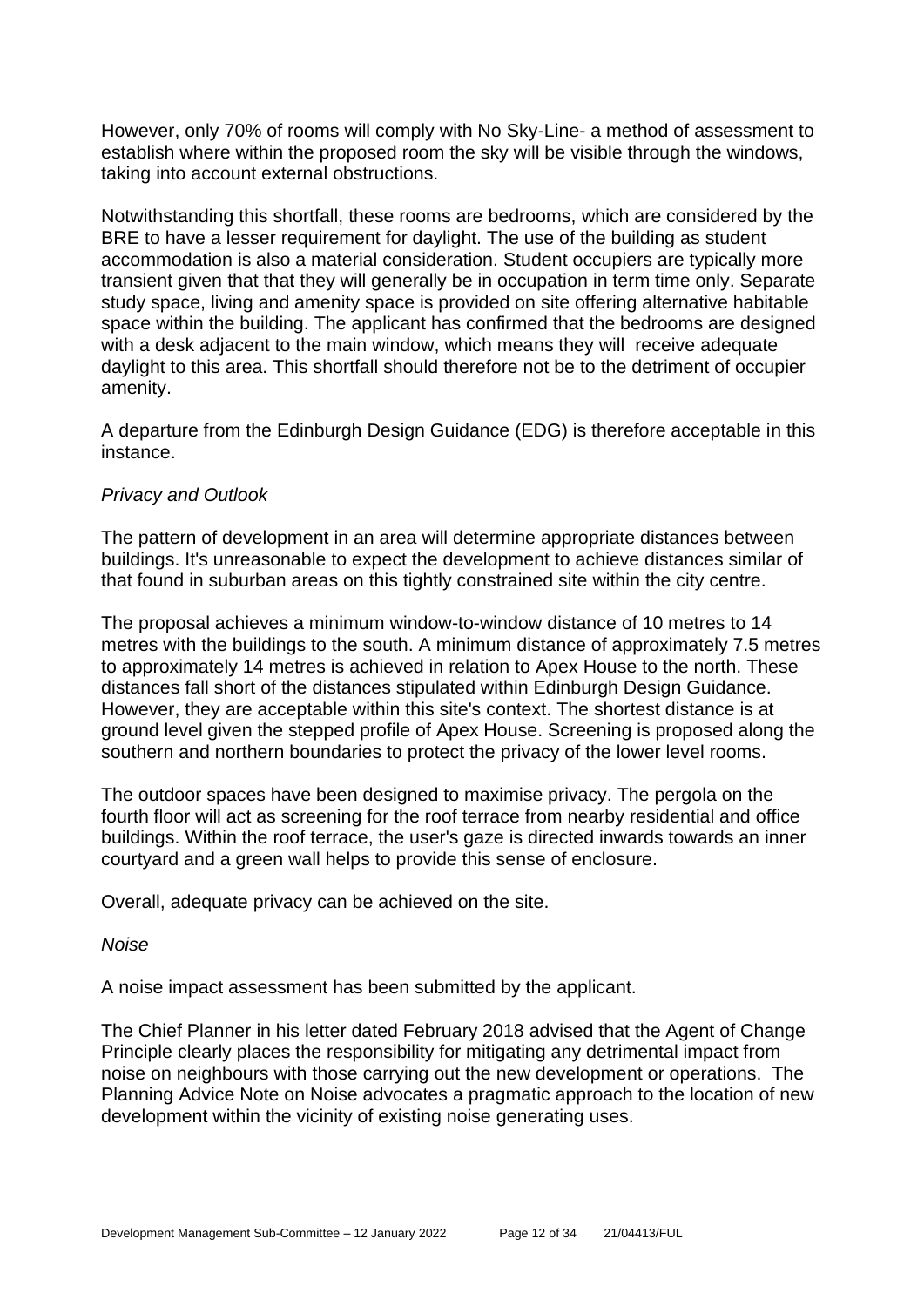However, only 70% of rooms will comply with No Sky-Line- a method of assessment to establish where within the proposed room the sky will be visible through the windows, taking into account external obstructions.

Notwithstanding this shortfall, these rooms are bedrooms, which are considered by the BRE to have a lesser requirement for daylight. The use of the building as student accommodation is also a material consideration. Student occupiers are typically more transient given that that they will generally be in occupation in term time only. Separate study space, living and amenity space is provided on site offering alternative habitable space within the building. The applicant has confirmed that the bedrooms are designed with a desk adjacent to the main window, which means they will receive adequate daylight to this area. This shortfall should therefore not be to the detriment of occupier amenity.

A departure from the Edinburgh Design Guidance (EDG) is therefore acceptable in this instance.

*Privacy and Outlook*

The pattern of development in an area will determine appropriate distances between buildings. It's unreasonable to expect the development to achieve distances similar of that found in suburban areas on this tightly constrained site within the city centre.

The proposal achieves a minimum window-to-window distance of 10 metres to 14 metres with the buildings to the south. A minimum distance of approximately 7.5 metres to approximately 14 metres is achieved in relation to Apex House to the north. These distances fall short of the distances stipulated within Edinburgh Design Guidance. However, they are acceptable within this site's context. The shortest distance is at ground level given the stepped profile of Apex House. Screening is proposed along the southern and northern boundaries to protect the privacy of the lower level rooms.

The outdoor spaces have been designed to maximise privacy. The pergola on the fourth floor will act as screening for the roof terrace from nearby residential and office buildings. Within the roof terrace, the user's gaze is directed inwards towards an inner courtyard and a green wall helps to provide this sense of enclosure.

Overall, adequate privacy can be achieved on the site.

*Noise*

A noise impact assessment has been submitted by the applicant.

The Chief Planner in his letter dated February 2018 advised that the Agent of Change Principle clearly places the responsibility for mitigating any detrimental impact from noise on neighbours with those carrying out the new development or operations. The Planning Advice Note on Noise advocates a pragmatic approach to the location of new development within the vicinity of existing noise generating uses.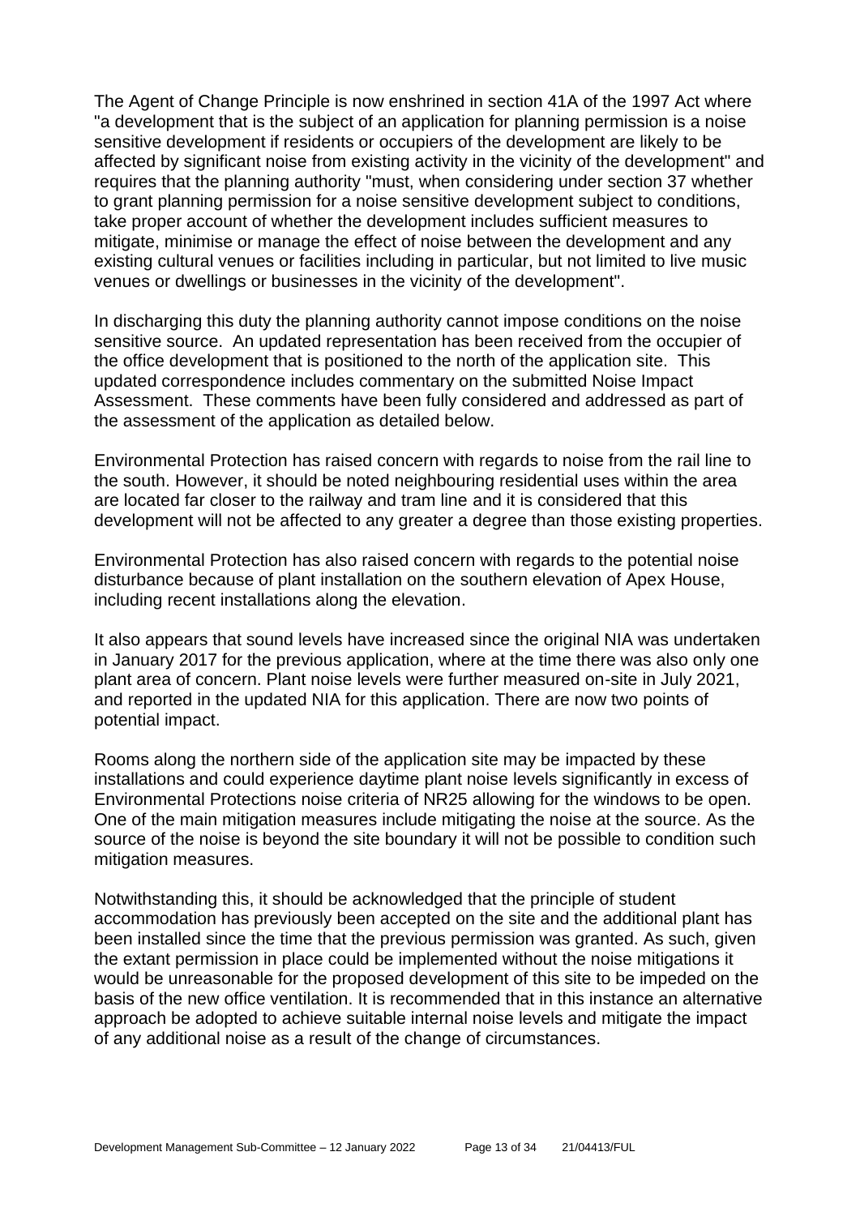The Agent of Change Principle is now enshrined in section 41A of the 1997 Act where "a development that is the subject of an application for planning permission is a noise sensitive development if residents or occupiers of the development are likely to be affected by significant noise from existing activity in the vicinity of the development" and requires that the planning authority "must, when considering under section 37 whether to grant planning permission for a noise sensitive development subject to conditions, take proper account of whether the development includes sufficient measures to mitigate, minimise or manage the effect of noise between the development and any existing cultural venues or facilities including in particular, but not limited to live music venues or dwellings or businesses in the vicinity of the development".

In discharging this duty the planning authority cannot impose conditions on the noise sensitive source. An updated representation has been received from the occupier of the office development that is positioned to the north of the application site. This updated correspondence includes commentary on the submitted Noise Impact Assessment. These comments have been fully considered and addressed as part of the assessment of the application as detailed below.

Environmental Protection has raised concern with regards to noise from the rail line to the south. However, it should be noted neighbouring residential uses within the area are located far closer to the railway and tram line and it is considered that this development will not be affected to any greater a degree than those existing properties.

Environmental Protection has also raised concern with regards to the potential noise disturbance because of plant installation on the southern elevation of Apex House, including recent installations along the elevation.

It also appears that sound levels have increased since the original NIA was undertaken in January 2017 for the previous application, where at the time there was also only one plant area of concern. Plant noise levels were further measured on-site in July 2021, and reported in the updated NIA for this application. There are now two points of potential impact.

Rooms along the northern side of the application site may be impacted by these installations and could experience daytime plant noise levels significantly in excess of Environmental Protections noise criteria of NR25 allowing for the windows to be open. One of the main mitigation measures include mitigating the noise at the source. As the source of the noise is beyond the site boundary it will not be possible to condition such mitigation measures.

Notwithstanding this, it should be acknowledged that the principle of student accommodation has previously been accepted on the site and the additional plant has been installed since the time that the previous permission was granted. As such, given the extant permission in place could be implemented without the noise mitigations it would be unreasonable for the proposed development of this site to be impeded on the basis of the new office ventilation. It is recommended that in this instance an alternative approach be adopted to achieve suitable internal noise levels and mitigate the impact of any additional noise as a result of the change of circumstances.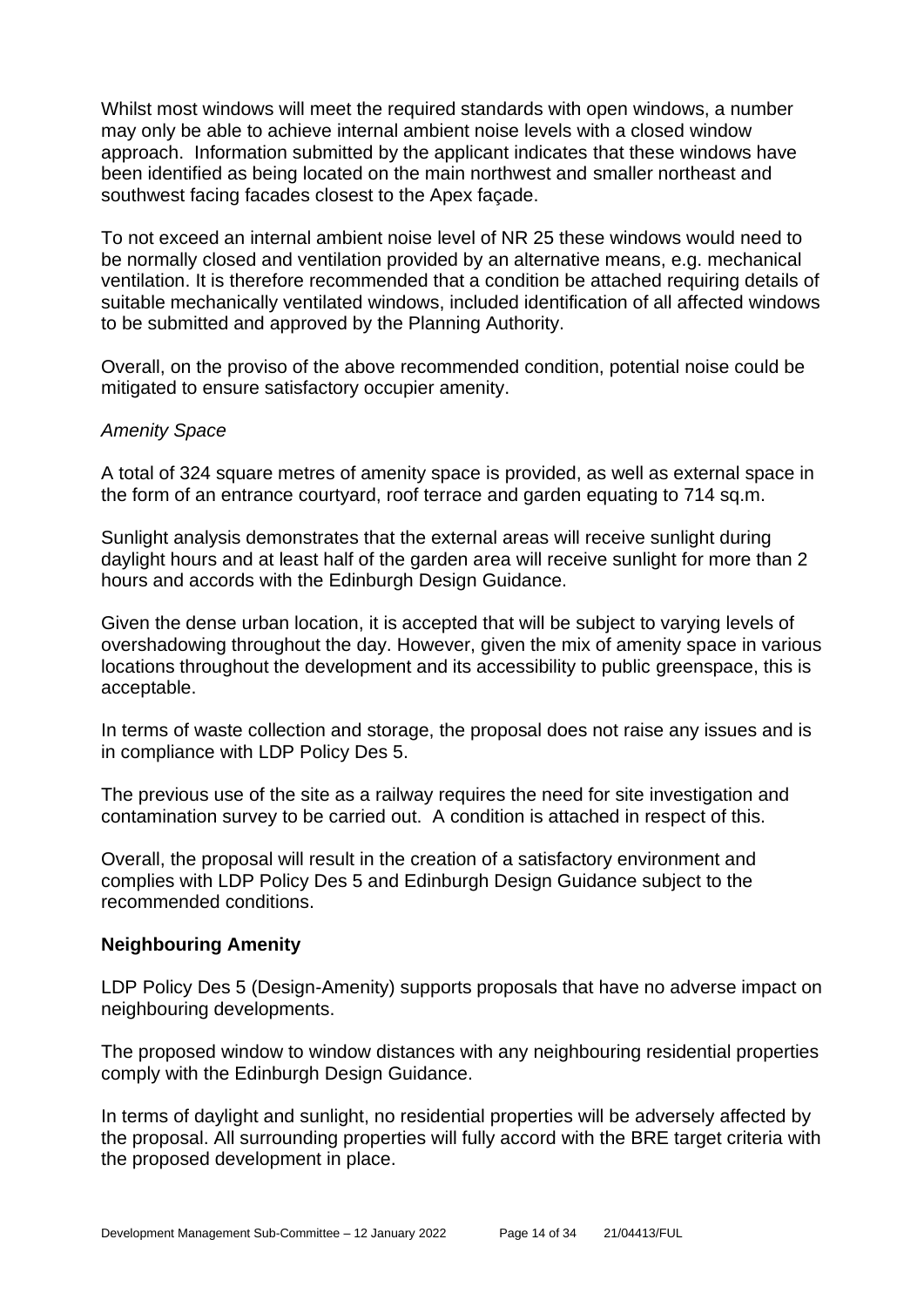Whilst most windows will meet the required standards with open windows, a number may only be able to achieve internal ambient noise levels with a closed window approach. Information submitted by the applicant indicates that these windows have been identified as being located on the main northwest and smaller northeast and southwest facing facades closest to the Apex façade.

To not exceed an internal ambient noise level of NR 25 these windows would need to be normally closed and ventilation provided by an alternative means, e.g. mechanical ventilation. It is therefore recommended that a condition be attached requiring details of suitable mechanically ventilated windows, included identification of all affected windows to be submitted and approved by the Planning Authority.

Overall, on the proviso of the above recommended condition, potential noise could be mitigated to ensure satisfactory occupier amenity.

*Amenity Space*

A total of 324 square metres of amenity space is provided, as well as external space in the form of an entrance courtyard, roof terrace and garden equating to 714 sq.m.

Sunlight analysis demonstrates that the external areas will receive sunlight during daylight hours and at least half of the garden area will receive sunlight for more than 2 hours and accords with the Edinburgh Design Guidance.

Given the dense urban location, it is accepted that will be subject to varying levels of overshadowing throughout the day. However, given the mix of amenity space in various locations throughout the development and its accessibility to public greenspace, this is acceptable.

In terms of waste collection and storage, the proposal does not raise any issues and is in compliance with LDP Policy Des 5.

The previous use of the site as a railway requires the need for site investigation and contamination survey to be carried out. A condition is attached in respect of this.

Overall, the proposal will result in the creation of a satisfactory environment and complies with LDP Policy Des 5 and Edinburgh Design Guidance subject to the recommended conditions.

### Neighbouring Amenity

LDP Policy Des 5 (Design-Amenity) supports proposals that have no adverse impact on neighbouring developments.

The proposed window to window distances with any neighbouring residential properties comply with the Edinburgh Design Guidance.

In terms of daylight and sunlight, no residential properties will be adversely affected by the proposal. All surrounding properties will fully accord with the BRE target criteria with the proposed development in place.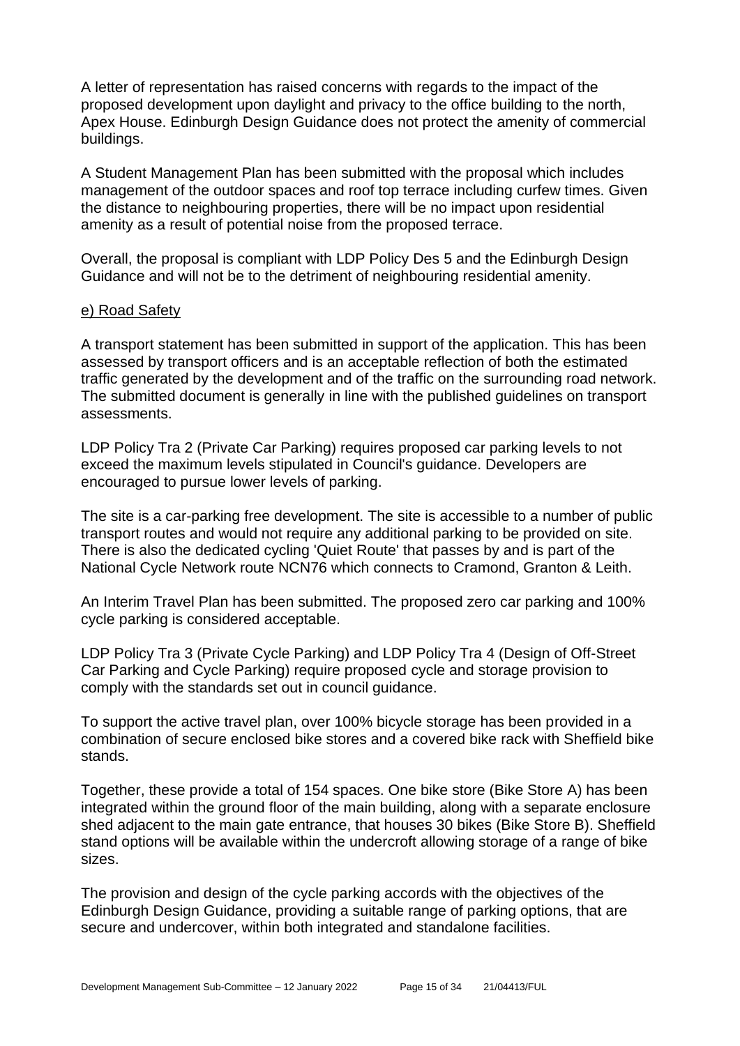A letter of representation has raised concerns with regards to the impact of the proposed development upon daylight and privacy to the office building to the north, Apex House. Edinburgh Design Guidance does not protect the amenity of commercial buildings.

A Student Management Plan has been submitted with the proposal which includes management of the outdoor spaces and roof top terrace including curfew times. Given the distance to neighbouring properties, there will be no impact upon residential amenity as a result of potential noise from the proposed terrace.

Overall, the proposal is compliant with LDP Policy Des 5 and the Edinburgh Design Guidance and will not be to the detriment of neighbouring residential amenity.

e) Road Safety

A transport statement has been submitted in support of the application. This has been assessed by transport officers and is an acceptable reflection of both the estimated traffic generated by the development and of the traffic on the surrounding road network. The submitted document is generally in line with the published guidelines on transport assessments.

LDP Policy Tra 2 (Private Car Parking) requires proposed car parking levels to not exceed the maximum levels stipulated in Council's guidance. Developers are encouraged to pursue lower levels of parking.

The site is a car-parking free development. The site is accessible to a number of public transport routes and would not require any additional parking to be provided on site. There is also the dedicated cycling 'Quiet Route' that passes by and is part of the National Cycle Network route NCN76 which connects to Cramond, Granton & Leith.

An Interim Travel Plan has been submitted. The proposed zero car parking and 100% cycle parking is considered acceptable.

LDP Policy Tra 3 (Private Cycle Parking) and LDP Policy Tra 4 (Design of Off-Street Car Parking and Cycle Parking) require proposed cycle and storage provision to comply with the standards set out in council guidance.

To support the active travel plan, over 100% bicycle storage has been provided in a combination of secure enclosed bike stores and a covered bike rack with Sheffield bike stands.

Together, these provide a total of 154 spaces. One bike store (Bike Store A) has been integrated within the ground floor of the main building, along with a separate enclosure shed adjacent to the main gate entrance, that houses 30 bikes (Bike Store B). Sheffield stand options will be available within the undercroft allowing storage of a range of bike sizes.

The provision and design of the cycle parking accords with the objectives of the Edinburgh Design Guidance, providing a suitable range of parking options, that are secure and undercover, within both integrated and standalone facilities.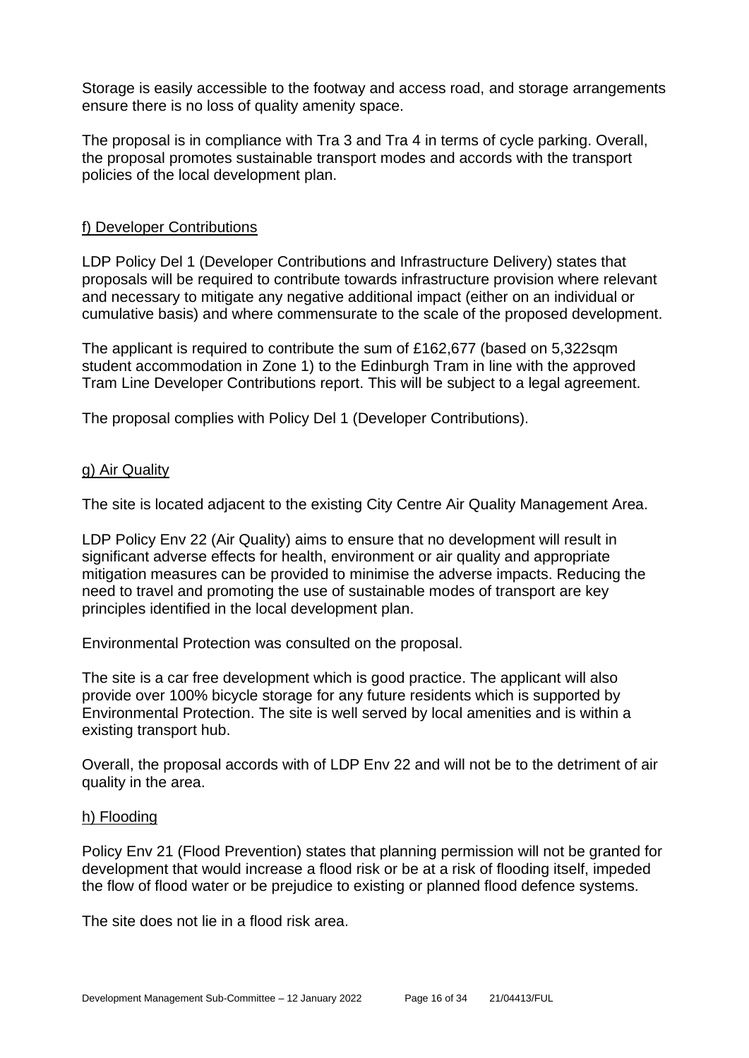Storage is easily accessible to the footway and access road, and storage arrangements ensure there is no loss of quality amenity space.

The proposal is in compliance with Tra 3 and Tra 4 in terms of cycle parking. Overall, the proposal promotes sustainable transport modes and accords with the transport policies of the local development plan.

f) Developer Contributions

LDP Policy Del 1 (Developer Contributions and Infrastructure Delivery) states that proposals will be required to contribute towards infrastructure provision where relevant and necessary to mitigate any negative additional impact (either on an individual or cumulative basis) and where commensurate to the scale of the proposed development.

The applicant is required to contribute the sum of £162,677 (based on 5,322sqm student accommodation in Zone 1) to the Edinburgh Tram in line with the approved Tram Line Developer Contributions report. This will be subject to a legal agreement.

The proposal complies with Policy Del 1 (Developer Contributions).

g) Air Quality

The site is located adjacent to the existing City Centre Air Quality Management Area.

LDP Policy Env 22 (Air Quality) aims to ensure that no development will result in significant adverse effects for health, environment or air quality and appropriate mitigation measures can be provided to minimise the adverse impacts. Reducing the need to travel and promoting the use of sustainable modes of transport are key principles identified in the local development plan.

Environmental Protection was consulted on the proposal.

The site is a car free development which is good practice. The applicant will also provide over 100% bicycle storage for any future residents which is supported by Environmental Protection. The site is well served by local amenities and is within a existing transport hub.

Overall, the proposal accords with of LDP Env 22 and will not be to the detriment of air quality in the area.

h) Flooding

Policy Env 21 (Flood Prevention) states that planning permission will not be granted for development that would increase a flood risk or be at a risk of flooding itself, impeded the flow of flood water or be prejudice to existing or planned flood defence systems.

The site does not lie in a flood risk area.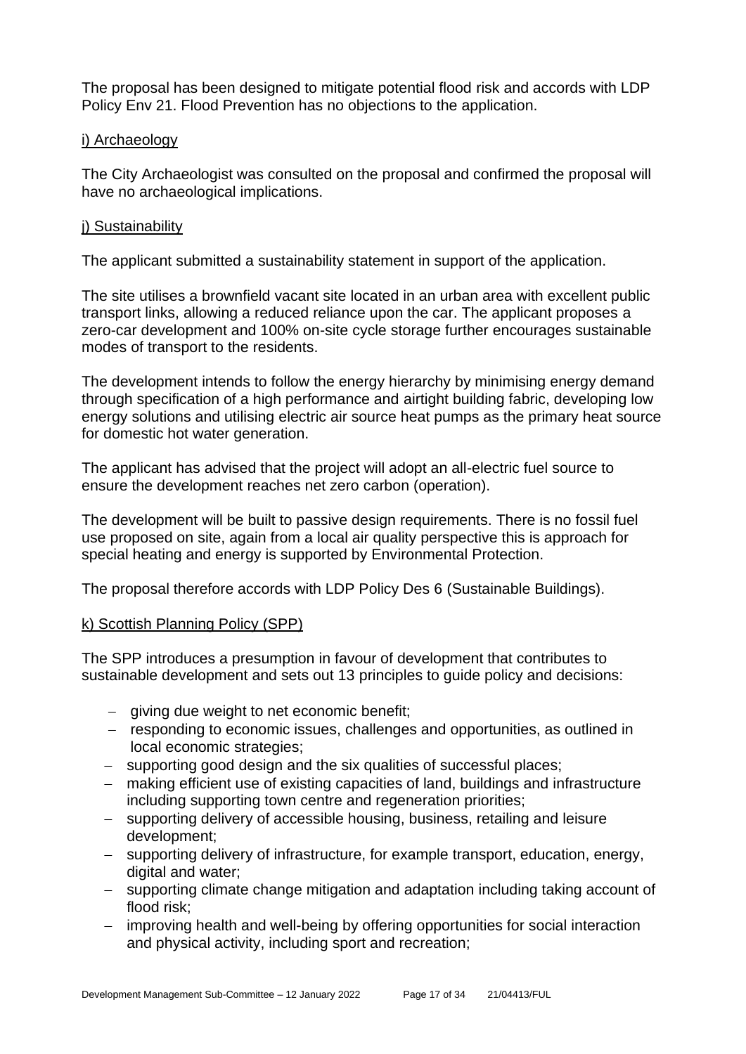The proposal has been designed to mitigate potential flood risk and accords with LDP Policy Env 21. Flood Prevention has no objections to the application.

i) Archaeology

The City Archaeologist was consulted on the proposal and confirmed the proposal will have no archaeological implications.

j) Sustainability

The applicant submitted a sustainability statement in support of the application.

The site utilises a brownfield vacant site located in an urban area with excellent public transport links, allowing a reduced reliance upon the car. The applicant proposes a zero-car development and 100% on-site cycle storage further encourages sustainable modes of transport to the residents.

The development intends to follow the energy hierarchy by minimising energy demand through specification of a high performance and airtight building fabric, developing low energy solutions and utilising electric air source heat pumps as the primary heat source for domestic hot water generation.

The applicant has advised that the project will adopt an all-electric fuel source to ensure the development reaches net zero carbon (operation).

The development will be built to passive design requirements. There is no fossil fuel use proposed on site, again from a local air quality perspective this is approach for special heating and energy is supported by Environmental Protection.

The proposal therefore accords with LDP Policy Des 6 (Sustainable Buildings).

k) Scottish Planning Policy (SPP)

The SPP introduces a presumption in favour of development that contributes to sustainable development and sets out 13 principles to guide policy and decisions:

- giving due weight to net economic benefit;
- responding to economic issues, challenges and opportunities, as outlined in local economic strategies;
- supporting good design and the six qualities of successful places;
- making efficient use of existing capacities of land, buildings and infrastructure including supporting town centre and regeneration priorities;
- supporting delivery of accessible housing, business, retailing and leisure development;
- supporting delivery of infrastructure, for example transport, education, energy, digital and water;
- supporting climate change mitigation and adaptation including taking account of flood risk;
- improving health and well-being by offering opportunities for social interaction and physical activity, including sport and recreation;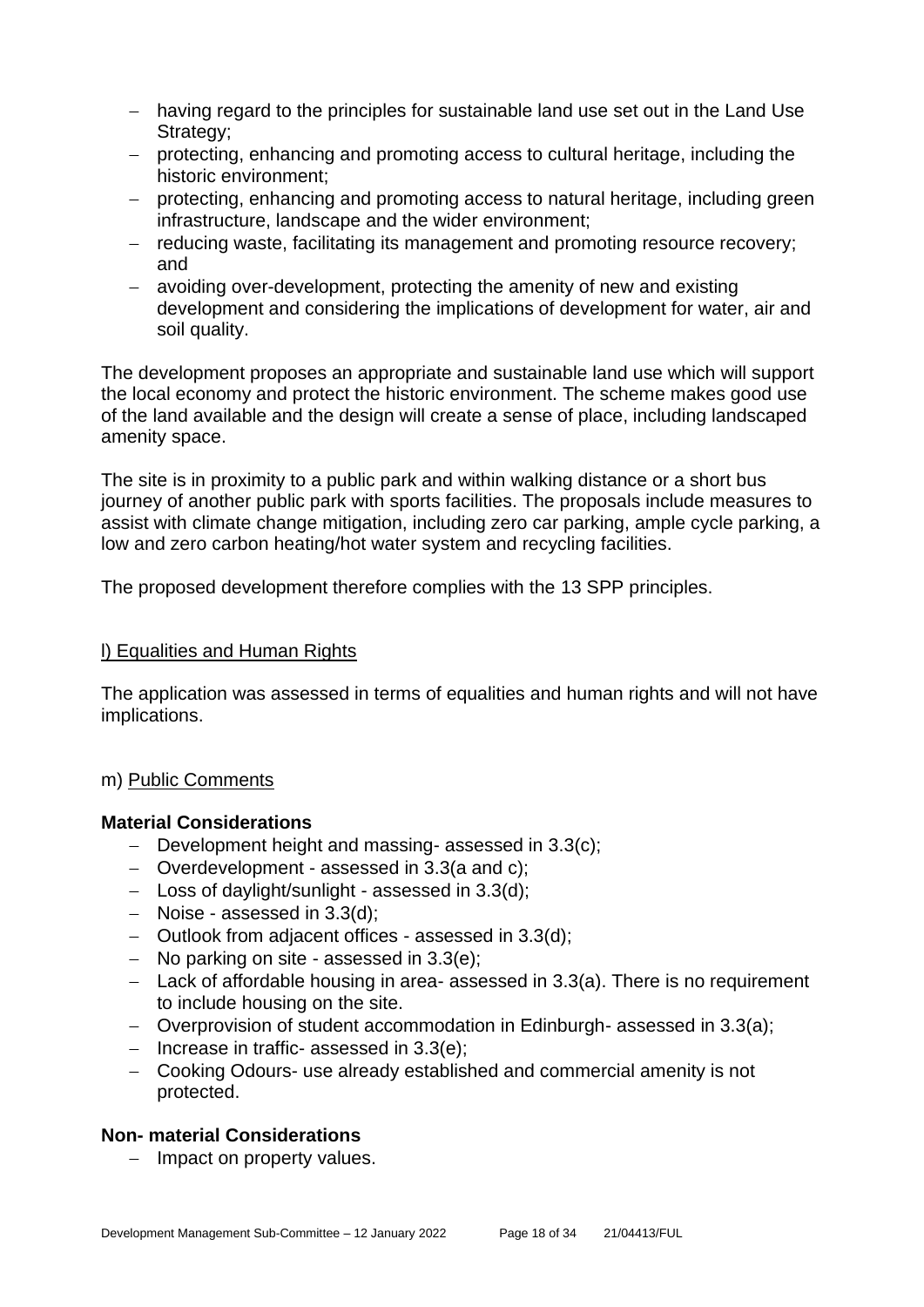- having regard to the principles for sustainable land use set out in the Land Use Strategy;
- protecting, enhancing and promoting access to cultural heritage, including the historic environment;
- protecting, enhancing and promoting access to natural heritage, including green infrastructure, landscape and the wider environment;
- reducing waste, facilitating its management and promoting resource recovery; and
- avoiding over-development, protecting the amenity of new and existing development and considering the implications of development for water, air and soil quality.

The development proposes an appropriate and sustainable land use which will support the local economy and protect the historic environment. The scheme makes good use of the land available and the design will create a sense of place, including landscaped amenity space.

The site is in proximity to a public park and within walking distance or a short bus journey of another public park with sports facilities. The proposals include measures to assist with climate change mitigation, including zero car parking, ample cycle parking, a low and zero carbon heating/hot water system and recycling facilities.

The proposed development therefore complies with the 13 SPP principles.

l) Equalities and Human Rights

The application was assessed in terms of equalities and human rights and will not have implications.

m) Public Comments

**Material Considerations**

- Development height and massing- assessed in 3.3(c);
- Overdevelopment - assessed in 3.3(a and c);
- Loss of daylight/sunlight - assessed in 3.3(d);
- Noise - assessed in 3.3(d);
- Outlook from adjacent offices - assessed in 3.3(d);
- No parking on site - assessed in 3.3(e);
- Lack of affordable housing in area- assessed in 3.3(a). There is no requirement to include housing on the site.
- Overprovision of student accommodation in Edinburgh- assessed in 3.3(a);
- Increase in traffic- assessed in 3.3(e);
- Cooking Odours- use already established and commercial amenity is not protected.

**Non- material Considerations**

- Impact on property values.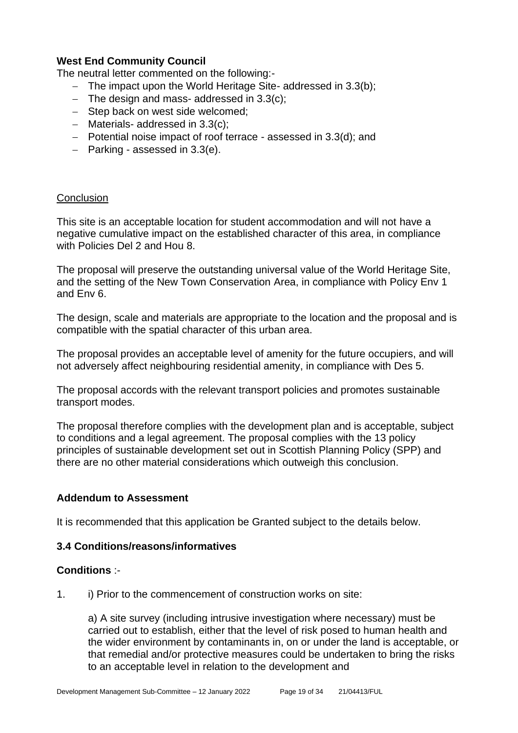**West End Community Council**

The neutral letter commented on the following:-

- The impact upon the World Heritage Site- addressed in 3.3(b);
- The design and mass- addressed in 3.3(c);
- Step back on west side welcomed;
- Materials- addressed in 3.3(c);
- Potential noise impact of roof terrace - assessed in 3.3(d); and
- Parking - assessed in 3.3(e).

Conclusion

This site is an acceptable location for student accommodation and will not have a negative cumulative impact on the established character of this area, in compliance with Policies Del 2 and Hou 8.

The proposal will preserve the outstanding universal value of the World Heritage Site, and the setting of the New Town Conservation Area, in compliance with Policy Env 1 and Env 6.

The design, scale and materials are appropriate to the location and the proposal and is compatible with the spatial character of this urban area.

The proposal provides an acceptable level of amenity for the future occupiers, and will not adversely affect neighbouring residential amenity, in compliance with Des 5.

The proposal accords with the relevant transport policies and promotes sustainable transport modes.

The proposal therefore complies with the development plan and is acceptable, subject to conditions and a legal agreement. The proposal complies with the 13 policy principles of sustainable development set out in Scottish Planning Policy (SPP) and there are no other material considerations which outweigh this conclusion.

**Addendum to Assessment**

It is recommended that this application be Granted subject to the details below.

**3.4 Conditions/reasons/informatives**

**Conditions** :-

1. i) Prior to the commencement of construction works on site:

   a) A site survey (including intrusive investigation where necessary) must be carried out to establish, either that the level of risk posed to human health and the wider environment by contaminants in, on or under the land is acceptable, or that remedial and/or protective measures could be undertaken to bring the risks to an acceptable level in relation to the development and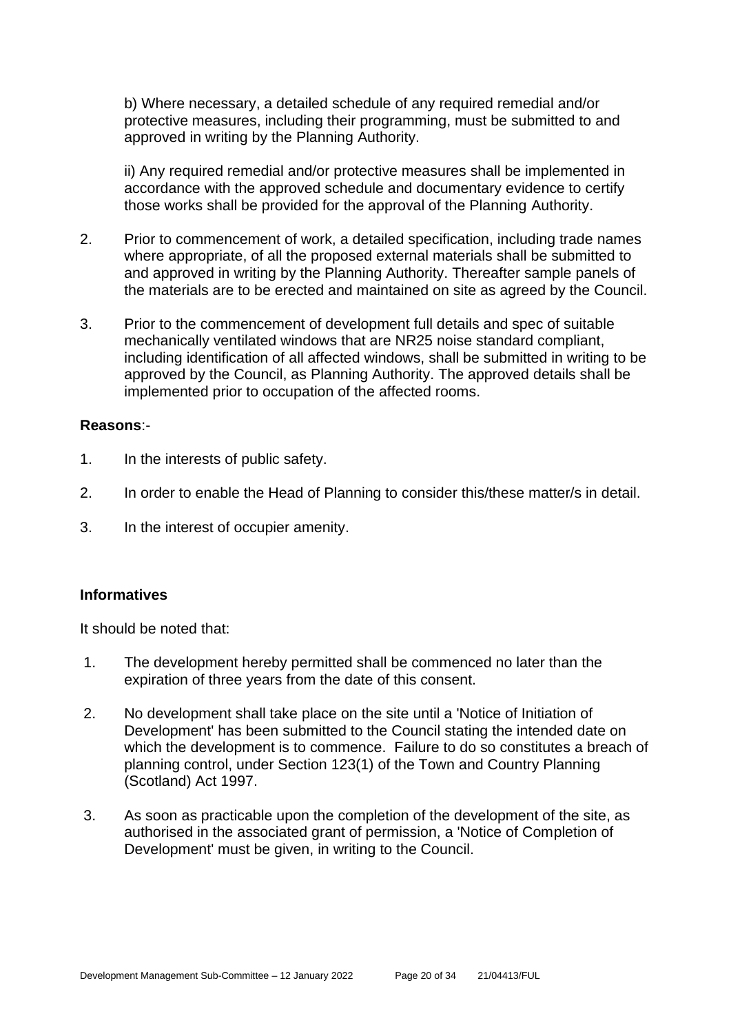b) Where necessary, a detailed schedule of any required remedial and/or protective measures, including their programming, must be submitted to and approved in writing by the Planning Authority.

ii) Any required remedial and/or protective measures shall be implemented in accordance with the approved schedule and documentary evidence to certify those works shall be provided for the approval of the Planning Authority.

2. Prior to commencement of work, a detailed specification, including trade names where appropriate, of all the proposed external materials shall be submitted to and approved in writing by the Planning Authority. Thereafter sample panels of the materials are to be erected and maintained on site as agreed by the Council.

3. Prior to the commencement of development full details and spec of suitable mechanically ventilated windows that are NR25 noise standard compliant, including identification of all affected windows, shall be submitted in writing to be approved by the Council, as Planning Authority. The approved details shall be implemented prior to occupation of the affected rooms.

**Reasons**:-

1. In the interests of public safety.

2. In order to enable the Head of Planning to consider this/these matter/s in detail.

3. In the interest of occupier amenity.

**Informatives**

It should be noted that:

1. The development hereby permitted shall be commenced no later than the expiration of three years from the date of this consent.

2. No development shall take place on the site until a 'Notice of Initiation of Development' has been submitted to the Council stating the intended date on which the development is to commence. Failure to do so constitutes a breach of planning control, under Section 123(1) of the Town and Country Planning (Scotland) Act 1997.

3. As soon as practicable upon the completion of the development of the site, as authorised in the associated grant of permission, a 'Notice of Completion of Development' must be given, in writing to the Council.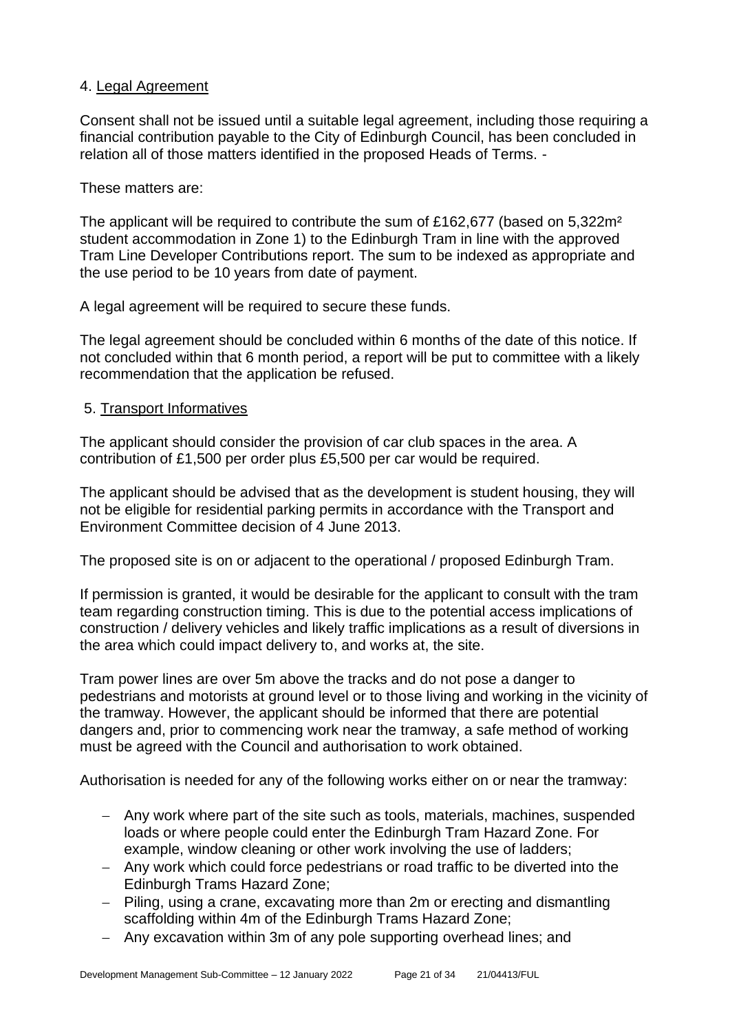4. Legal Agreement

Consent shall not be issued until a suitable legal agreement, including those requiring a financial contribution payable to the City of Edinburgh Council, has been concluded in relation all of those matters identified in the proposed Heads of Terms. -

These matters are:

The applicant will be required to contribute the sum of £162,677 (based on 5,322m² student accommodation in Zone 1) to the Edinburgh Tram in line with the approved Tram Line Developer Contributions report. The sum to be indexed as appropriate and the use period to be 10 years from date of payment.

A legal agreement will be required to secure these funds.

The legal agreement should be concluded within 6 months of the date of this notice. If not concluded within that 6 month period, a report will be put to committee with a likely recommendation that the application be refused.

5. Transport Informatives

The applicant should consider the provision of car club spaces in the area. A contribution of £1,500 per order plus £5,500 per car would be required.

The applicant should be advised that as the development is student housing, they will not be eligible for residential parking permits in accordance with the Transport and Environment Committee decision of 4 June 2013.

The proposed site is on or adjacent to the operational / proposed Edinburgh Tram.

If permission is granted, it would be desirable for the applicant to consult with the tram team regarding construction timing. This is due to the potential access implications of construction / delivery vehicles and likely traffic implications as a result of diversions in the area which could impact delivery to, and works at, the site.

Tram power lines are over 5m above the tracks and do not pose a danger to pedestrians and motorists at ground level or to those living and working in the vicinity of the tramway. However, the applicant should be informed that there are potential dangers and, prior to commencing work near the tramway, a safe method of working must be agreed with the Council and authorisation to work obtained.

Authorisation is needed for any of the following works either on or near the tramway:

- Any work where part of the site such as tools, materials, machines, suspended loads or where people could enter the Edinburgh Tram Hazard Zone. For example, window cleaning or other work involving the use of ladders;
- Any work which could force pedestrians or road traffic to be diverted into the Edinburgh Trams Hazard Zone;
- Piling, using a crane, excavating more than 2m or erecting and dismantling scaffolding within 4m of the Edinburgh Trams Hazard Zone;
- Any excavation within 3m of any pole supporting overhead lines; and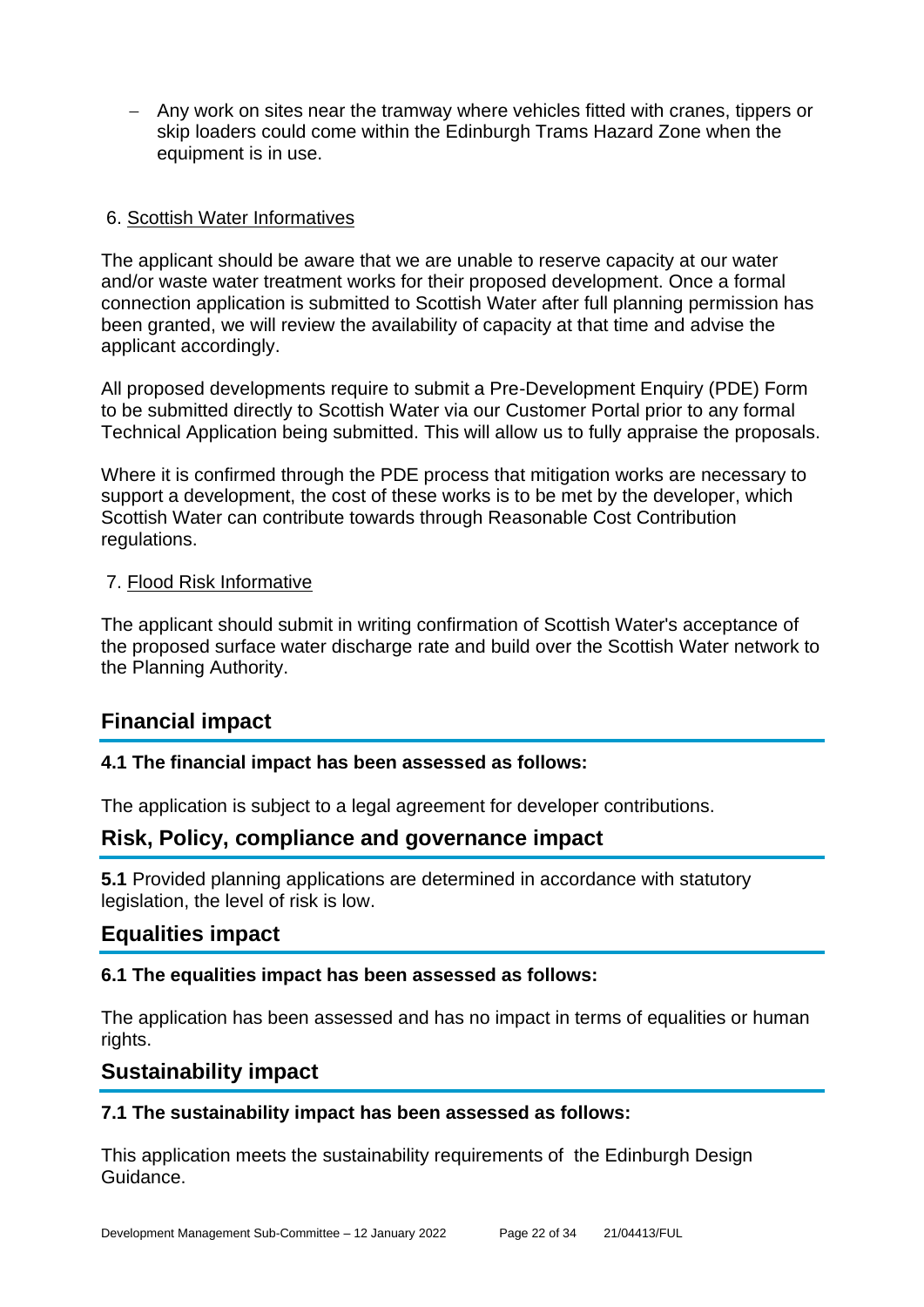- Any work on sites near the tramway where vehicles fitted with cranes, tippers or skip loaders could come within the Edinburgh Trams Hazard Zone when the equipment is in use.

6. Scottish Water Informatives

The applicant should be aware that we are unable to reserve capacity at our water and/or waste water treatment works for their proposed development. Once a formal connection application is submitted to Scottish Water after full planning permission has been granted, we will review the availability of capacity at that time and advise the applicant accordingly.

All proposed developments require to submit a Pre-Development Enquiry (PDE) Form to be submitted directly to Scottish Water via our Customer Portal prior to any formal Technical Application being submitted. This will allow us to fully appraise the proposals.

Where it is confirmed through the PDE process that mitigation works are necessary to support a development, the cost of these works is to be met by the developer, which Scottish Water can contribute towards through Reasonable Cost Contribution regulations.

7. Flood Risk Informative

The applicant should submit in writing confirmation of Scottish Water's acceptance of the proposed surface water discharge rate and build over the Scottish Water network to the Planning Authority.

## Financial impact

### 4.1 The financial impact has been assessed as follows:

The application is subject to a legal agreement for developer contributions.

## Risk, Policy, compliance and governance impact

**5.1** Provided planning applications are determined in accordance with statutory legislation, the level of risk is low.

## Equalities impact

### 6.1 The equalities impact has been assessed as follows:

The application has been assessed and has no impact in terms of equalities or human rights.

## Sustainability impact

### 7.1 The sustainability impact has been assessed as follows:

This application meets the sustainability requirements of the Edinburgh Design Guidance.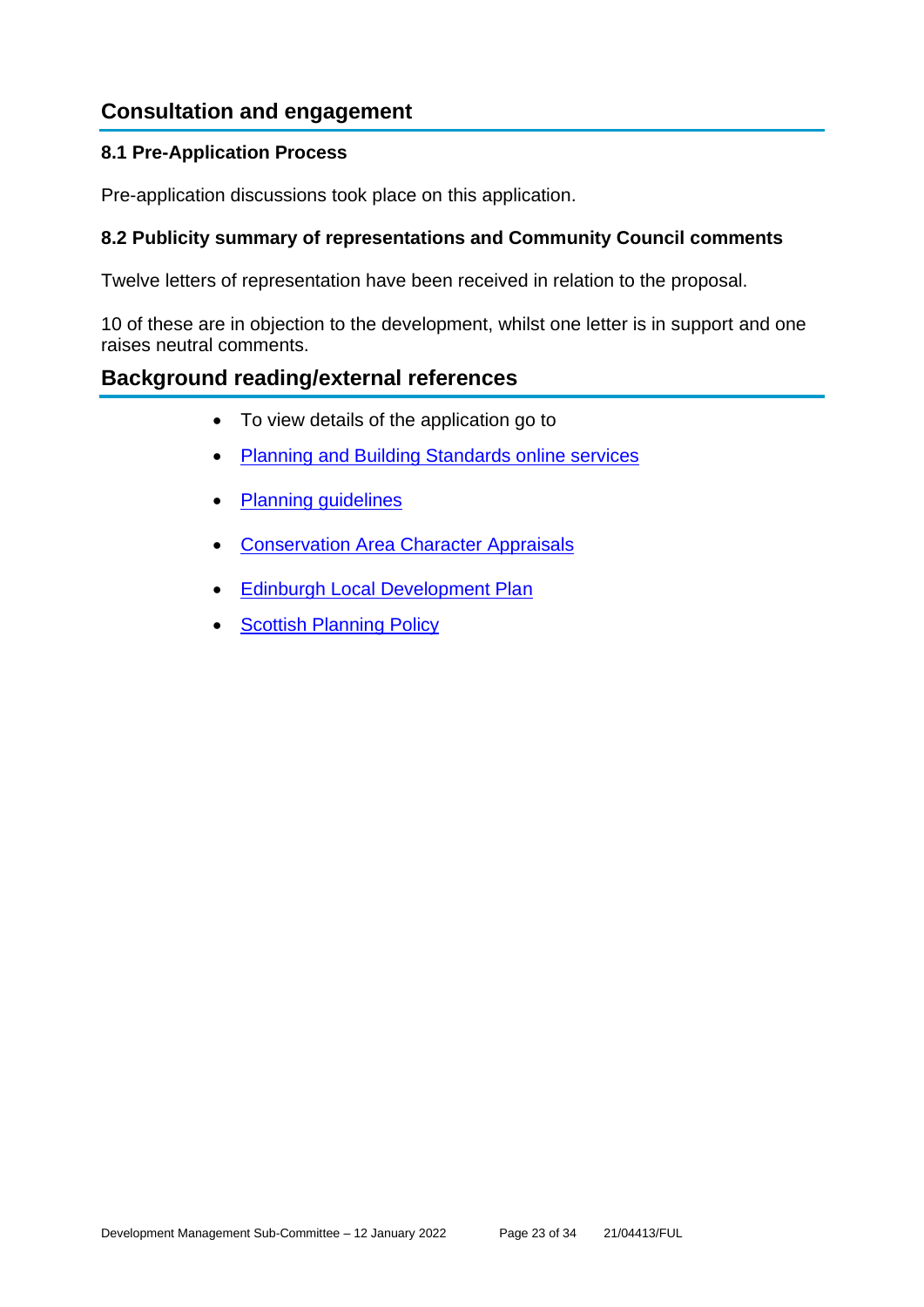## Consultation and engagement

### 8.1 Pre-Application Process

Pre-application discussions took place on this application.

### 8.2 Publicity summary of representations and Community Council comments

Twelve letters of representation have been received in relation to the proposal.

10 of these are in objection to the development, whilst one letter is in support and one raises neutral comments.

## Background reading/external references

- To view details of the application go to
- Planning and Building Standards online services
- Planning guidelines
- Conservation Area Character Appraisals
- Edinburgh Local Development Plan
- Scottish Planning Policy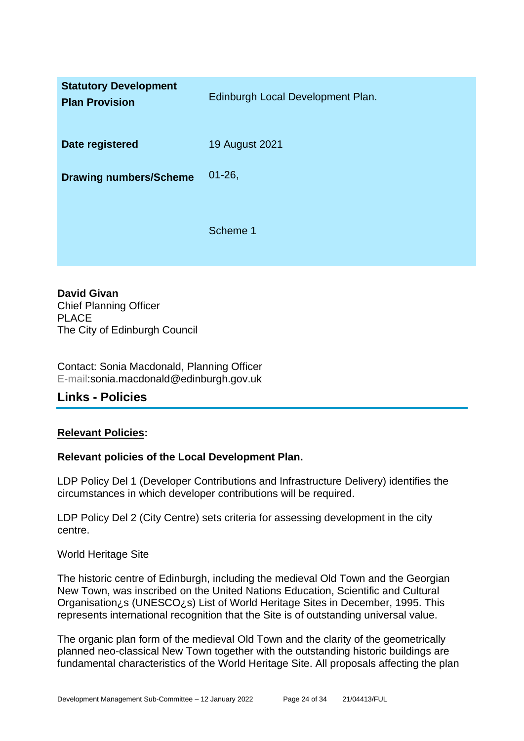| | |
|---|---|
| **Statutory Development Plan Provision** | Edinburgh Local Development Plan. |
| **Date registered** | 19 August 2021 |
| **Drawing numbers/Scheme** | 01-26,<br><br>Scheme 1 |

**David Givan**
Chief Planning Officer
PLACE
The City of Edinburgh Council

Contact: Sonia Macdonald, Planning Officer
E-mail:sonia.macdonald@edinburgh.gov.uk

## Links - Policies

**Relevant Policies:**

**Relevant policies of the Local Development Plan.**

LDP Policy Del 1 (Developer Contributions and Infrastructure Delivery) identifies the circumstances in which developer contributions will be required.

LDP Policy Del 2 (City Centre) sets criteria for assessing development in the city centre.

World Heritage Site

The historic centre of Edinburgh, including the medieval Old Town and the Georgian New Town, was inscribed on the United Nations Education, Scientific and Cultural Organisation¿s (UNESCO¿s) List of World Heritage Sites in December, 1995. This represents international recognition that the Site is of outstanding universal value.

The organic plan form of the medieval Old Town and the clarity of the geometrically planned neo-classical New Town together with the outstanding historic buildings are fundamental characteristics of the World Heritage Site. All proposals affecting the plan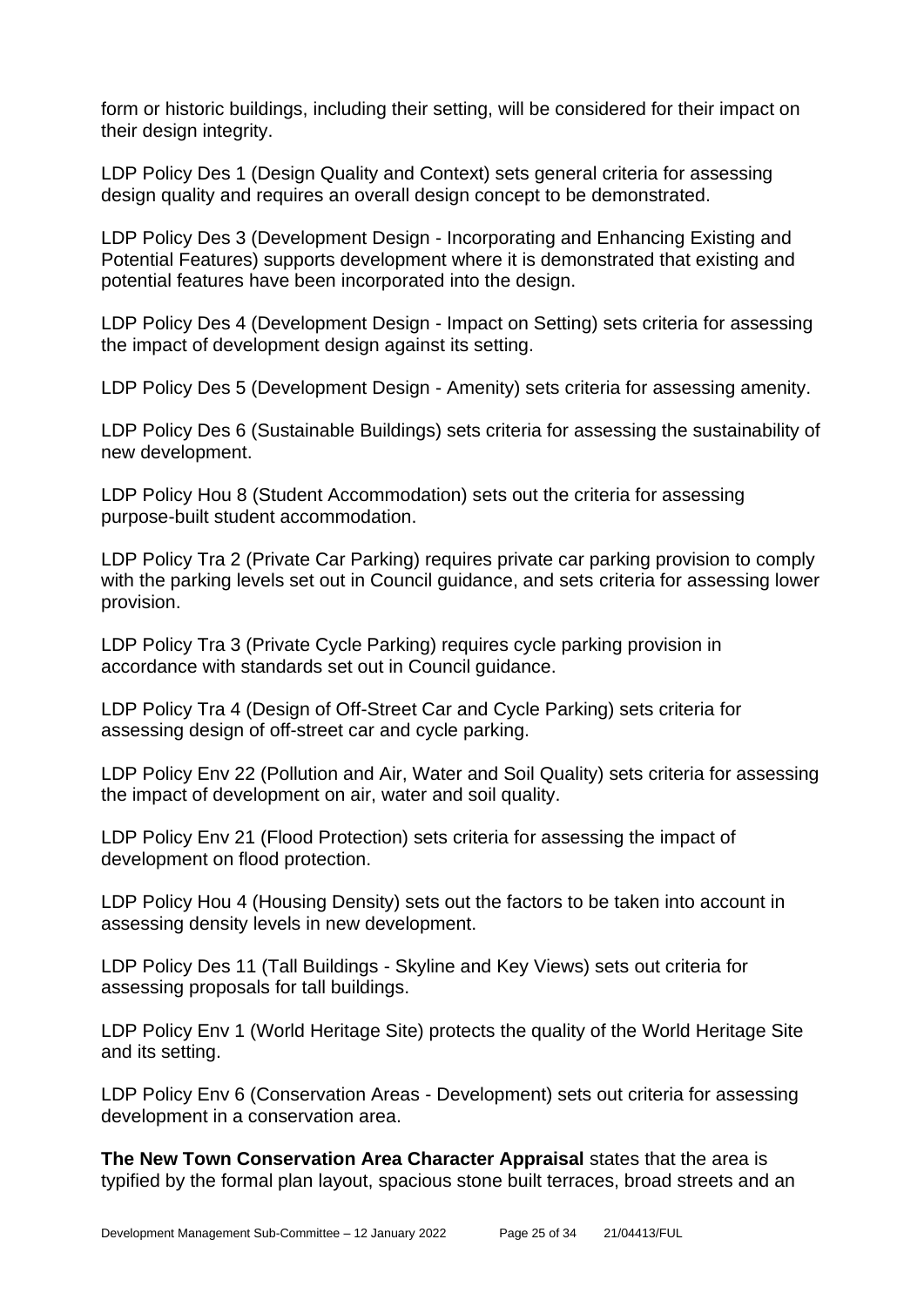form or historic buildings, including their setting, will be considered for their impact on their design integrity.

LDP Policy Des 1 (Design Quality and Context) sets general criteria for assessing design quality and requires an overall design concept to be demonstrated.

LDP Policy Des 3 (Development Design - Incorporating and Enhancing Existing and Potential Features) supports development where it is demonstrated that existing and potential features have been incorporated into the design.

LDP Policy Des 4 (Development Design - Impact on Setting) sets criteria for assessing the impact of development design against its setting.

LDP Policy Des 5 (Development Design - Amenity) sets criteria for assessing amenity.

LDP Policy Des 6 (Sustainable Buildings) sets criteria for assessing the sustainability of new development.

LDP Policy Hou 8 (Student Accommodation) sets out the criteria for assessing purpose-built student accommodation.

LDP Policy Tra 2 (Private Car Parking) requires private car parking provision to comply with the parking levels set out in Council guidance, and sets criteria for assessing lower provision.

LDP Policy Tra 3 (Private Cycle Parking) requires cycle parking provision in accordance with standards set out in Council guidance.

LDP Policy Tra 4 (Design of Off-Street Car and Cycle Parking) sets criteria for assessing design of off-street car and cycle parking.

LDP Policy Env 22 (Pollution and Air, Water and Soil Quality) sets criteria for assessing the impact of development on air, water and soil quality.

LDP Policy Env 21 (Flood Protection) sets criteria for assessing the impact of development on flood protection.

LDP Policy Hou 4 (Housing Density) sets out the factors to be taken into account in assessing density levels in new development.

LDP Policy Des 11 (Tall Buildings - Skyline and Key Views) sets out criteria for assessing proposals for tall buildings.

LDP Policy Env 1 (World Heritage Site) protects the quality of the World Heritage Site and its setting.

LDP Policy Env 6 (Conservation Areas - Development) sets out criteria for assessing development in a conservation area.

**The New Town Conservation Area Character Appraisal** states that the area is typified by the formal plan layout, spacious stone built terraces, broad streets and an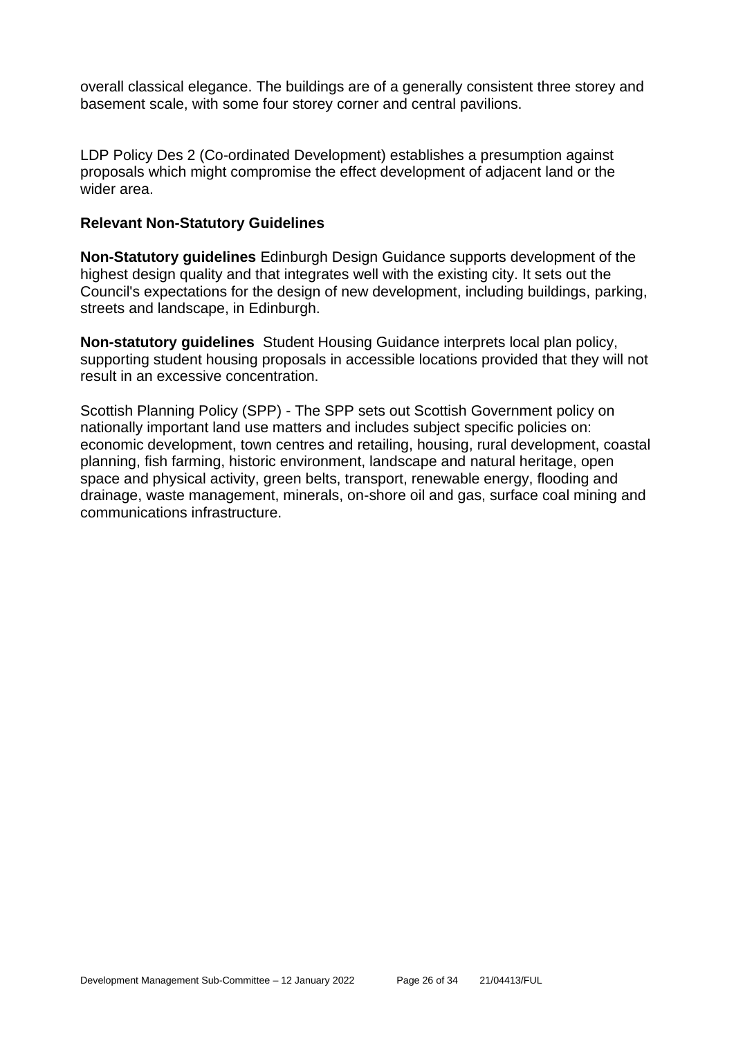overall classical elegance. The buildings are of a generally consistent three storey and basement scale, with some four storey corner and central pavilions.

LDP Policy Des 2 (Co-ordinated Development) establishes a presumption against proposals which might compromise the effect development of adjacent land or the wider area.

### Relevant Non-Statutory Guidelines

**Non-Statutory guidelines** Edinburgh Design Guidance supports development of the highest design quality and that integrates well with the existing city. It sets out the Council's expectations for the design of new development, including buildings, parking, streets and landscape, in Edinburgh.

**Non-statutory guidelines** Student Housing Guidance interprets local plan policy, supporting student housing proposals in accessible locations provided that they will not result in an excessive concentration.

Scottish Planning Policy (SPP) - The SPP sets out Scottish Government policy on nationally important land use matters and includes subject specific policies on: economic development, town centres and retailing, housing, rural development, coastal planning, fish farming, historic environment, landscape and natural heritage, open space and physical activity, green belts, transport, renewable energy, flooding and drainage, waste management, minerals, on-shore oil and gas, surface coal mining and communications infrastructure.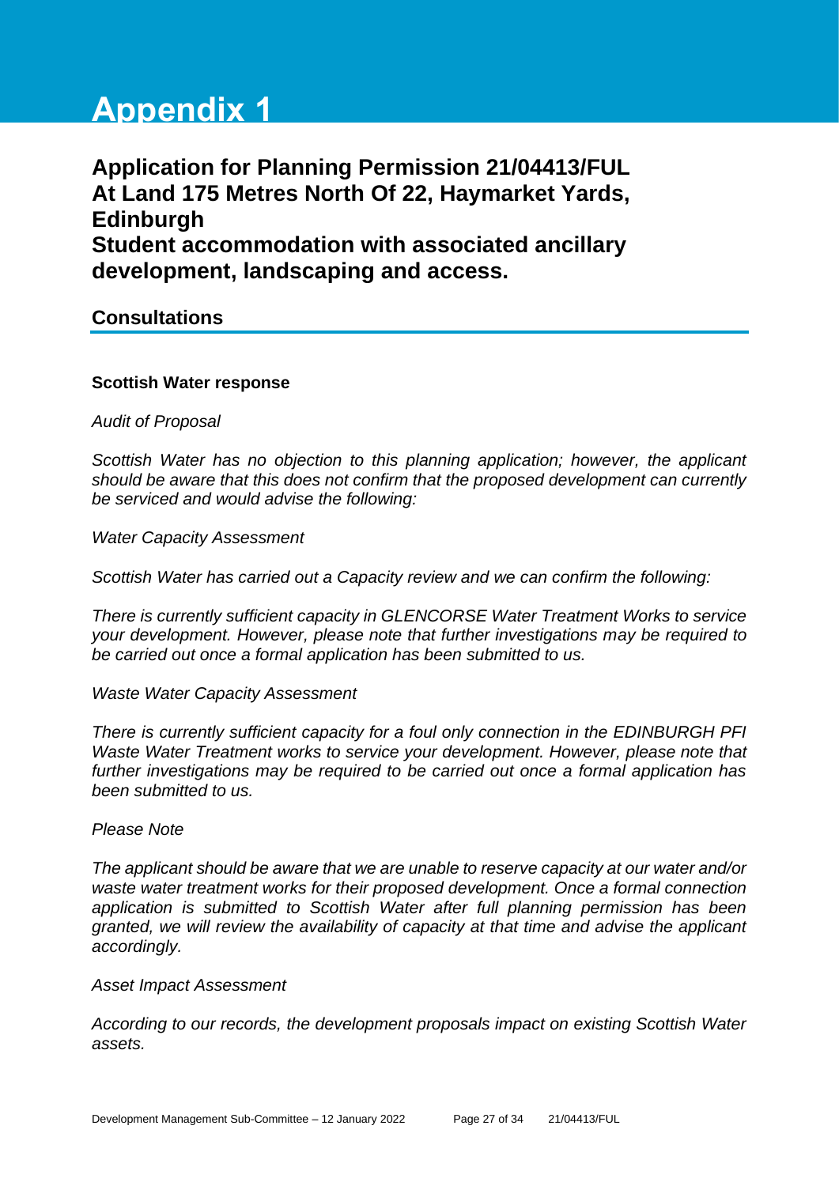# Appendix 1

## Application for Planning Permission 21/04413/FUL At Land 175 Metres North Of 22, Haymarket Yards, Edinburgh Student accommodation with associated ancillary development, landscaping and access.

### Consultations

**Scottish Water response**

*Audit of Proposal*

*Scottish Water has no objection to this planning application; however, the applicant should be aware that this does not confirm that the proposed development can currently be serviced and would advise the following:*

*Water Capacity Assessment*

*Scottish Water has carried out a Capacity review and we can confirm the following:*

*There is currently sufficient capacity in GLENCORSE Water Treatment Works to service your development. However, please note that further investigations may be required to be carried out once a formal application has been submitted to us.*

*Waste Water Capacity Assessment*

*There is currently sufficient capacity for a foul only connection in the EDINBURGH PFI Waste Water Treatment works to service your development. However, please note that further investigations may be required to be carried out once a formal application has been submitted to us.*

*Please Note*

*The applicant should be aware that we are unable to reserve capacity at our water and/or waste water treatment works for their proposed development. Once a formal connection application is submitted to Scottish Water after full planning permission has been granted, we will review the availability of capacity at that time and advise the applicant accordingly.*

*Asset Impact Assessment*

*According to our records, the development proposals impact on existing Scottish Water assets.*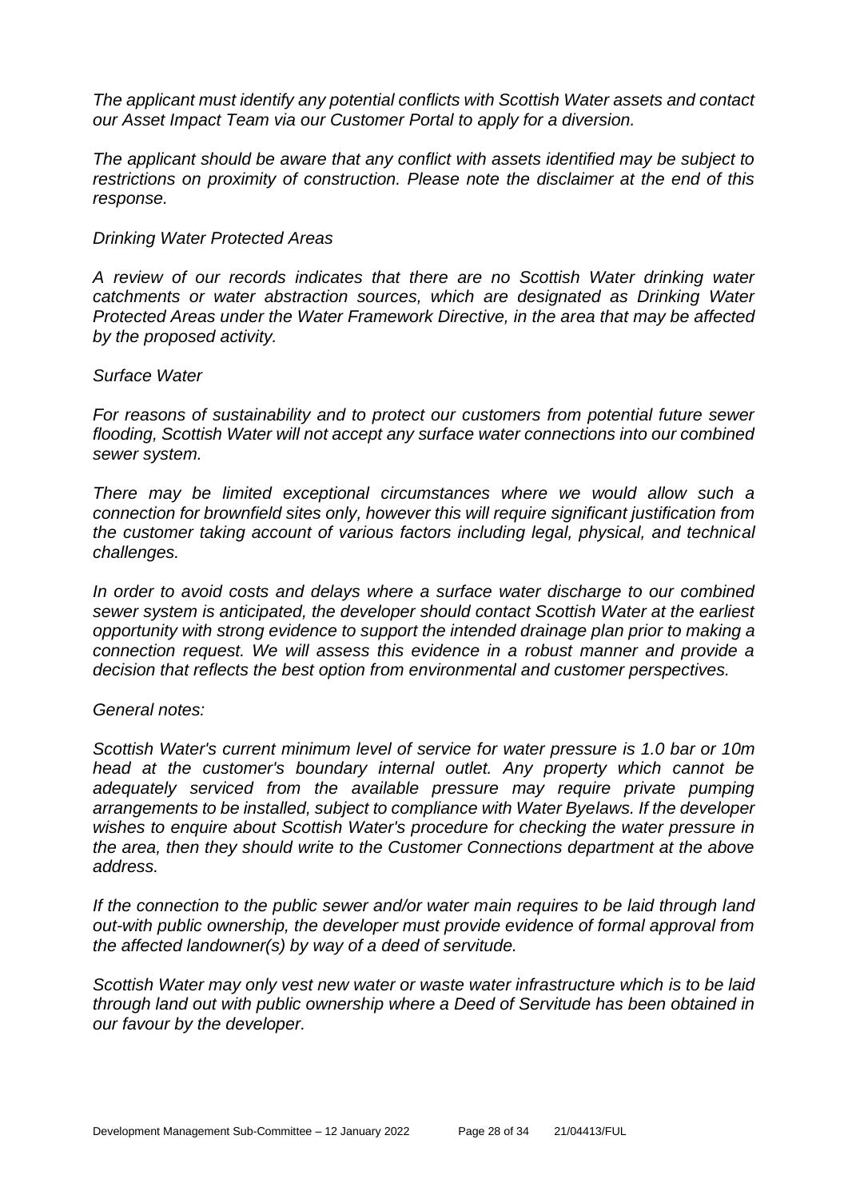*The applicant must identify any potential conflicts with Scottish Water assets and contact our Asset Impact Team via our Customer Portal to apply for a diversion.*

*The applicant should be aware that any conflict with assets identified may be subject to restrictions on proximity of construction. Please note the disclaimer at the end of this response.*

*Drinking Water Protected Areas*

*A review of our records indicates that there are no Scottish Water drinking water catchments or water abstraction sources, which are designated as Drinking Water Protected Areas under the Water Framework Directive, in the area that may be affected by the proposed activity.*

*Surface Water*

*For reasons of sustainability and to protect our customers from potential future sewer flooding, Scottish Water will not accept any surface water connections into our combined sewer system.*

*There may be limited exceptional circumstances where we would allow such a connection for brownfield sites only, however this will require significant justification from the customer taking account of various factors including legal, physical, and technical challenges.*

*In order to avoid costs and delays where a surface water discharge to our combined sewer system is anticipated, the developer should contact Scottish Water at the earliest opportunity with strong evidence to support the intended drainage plan prior to making a connection request. We will assess this evidence in a robust manner and provide a decision that reflects the best option from environmental and customer perspectives.*

*General notes:*

*Scottish Water's current minimum level of service for water pressure is 1.0 bar or 10m head at the customer's boundary internal outlet. Any property which cannot be adequately serviced from the available pressure may require private pumping arrangements to be installed, subject to compliance with Water Byelaws. If the developer wishes to enquire about Scottish Water's procedure for checking the water pressure in the area, then they should write to the Customer Connections department at the above address.*

*If the connection to the public sewer and/or water main requires to be laid through land out-with public ownership, the developer must provide evidence of formal approval from the affected landowner(s) by way of a deed of servitude.*

*Scottish Water may only vest new water or waste water infrastructure which is to be laid through land out with public ownership where a Deed of Servitude has been obtained in our favour by the developer.*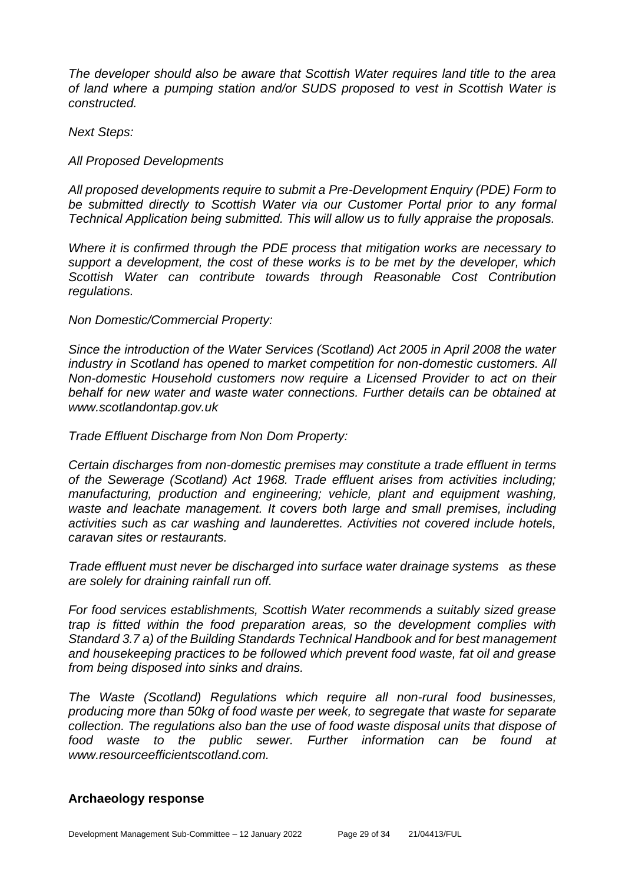*The developer should also be aware that Scottish Water requires land title to the area of land where a pumping station and/or SUDS proposed to vest in Scottish Water is constructed.*

*Next Steps:*

*All Proposed Developments*

*All proposed developments require to submit a Pre-Development Enquiry (PDE) Form to be submitted directly to Scottish Water via our Customer Portal prior to any formal Technical Application being submitted. This will allow us to fully appraise the proposals.*

*Where it is confirmed through the PDE process that mitigation works are necessary to support a development, the cost of these works is to be met by the developer, which Scottish Water can contribute towards through Reasonable Cost Contribution regulations.*

*Non Domestic/Commercial Property:*

*Since the introduction of the Water Services (Scotland) Act 2005 in April 2008 the water industry in Scotland has opened to market competition for non-domestic customers. All Non-domestic Household customers now require a Licensed Provider to act on their behalf for new water and waste water connections. Further details can be obtained at www.scotlandontap.gov.uk*

*Trade Effluent Discharge from Non Dom Property:*

*Certain discharges from non-domestic premises may constitute a trade effluent in terms of the Sewerage (Scotland) Act 1968. Trade effluent arises from activities including; manufacturing, production and engineering; vehicle, plant and equipment washing, waste and leachate management. It covers both large and small premises, including activities such as car washing and launderettes. Activities not covered include hotels, caravan sites or restaurants.*

*Trade effluent must never be discharged into surface water drainage systems as these are solely for draining rainfall run off.*

*For food services establishments, Scottish Water recommends a suitably sized grease trap is fitted within the food preparation areas, so the development complies with Standard 3.7 a) of the Building Standards Technical Handbook and for best management and housekeeping practices to be followed which prevent food waste, fat oil and grease from being disposed into sinks and drains.*

*The Waste (Scotland) Regulations which require all non-rural food businesses, producing more than 50kg of food waste per week, to segregate that waste for separate collection. The regulations also ban the use of food waste disposal units that dispose of food waste to the public sewer. Further information can be found at www.resourceefficientscotland.com.*

## Archaeology response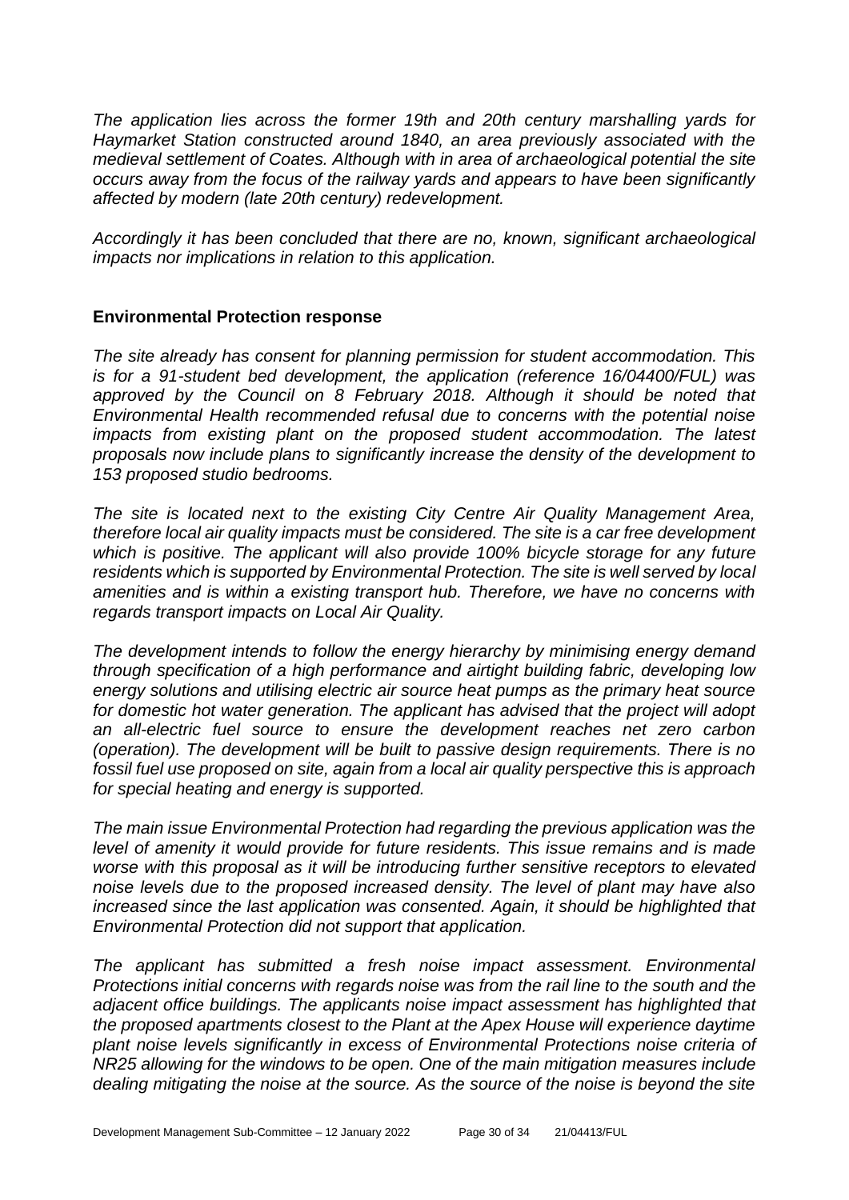*The application lies across the former 19th and 20th century marshalling yards for Haymarket Station constructed around 1840, an area previously associated with the medieval settlement of Coates. Although with in area of archaeological potential the site occurs away from the focus of the railway yards and appears to have been significantly affected by modern (late 20th century) redevelopment.*

*Accordingly it has been concluded that there are no, known, significant archaeological impacts nor implications in relation to this application.*

**Environmental Protection response**

*The site already has consent for planning permission for student accommodation. This is for a 91-student bed development, the application (reference 16/04400/FUL) was approved by the Council on 8 February 2018. Although it should be noted that Environmental Health recommended refusal due to concerns with the potential noise impacts from existing plant on the proposed student accommodation. The latest proposals now include plans to significantly increase the density of the development to 153 proposed studio bedrooms.*

*The site is located next to the existing City Centre Air Quality Management Area, therefore local air quality impacts must be considered. The site is a car free development which is positive. The applicant will also provide 100% bicycle storage for any future residents which is supported by Environmental Protection. The site is well served by local amenities and is within a existing transport hub. Therefore, we have no concerns with regards transport impacts on Local Air Quality.*

*The development intends to follow the energy hierarchy by minimising energy demand through specification of a high performance and airtight building fabric, developing low energy solutions and utilising electric air source heat pumps as the primary heat source for domestic hot water generation. The applicant has advised that the project will adopt an all-electric fuel source to ensure the development reaches net zero carbon (operation). The development will be built to passive design requirements. There is no fossil fuel use proposed on site, again from a local air quality perspective this is approach for special heating and energy is supported.*

*The main issue Environmental Protection had regarding the previous application was the level of amenity it would provide for future residents. This issue remains and is made worse with this proposal as it will be introducing further sensitive receptors to elevated noise levels due to the proposed increased density. The level of plant may have also increased since the last application was consented. Again, it should be highlighted that Environmental Protection did not support that application.*

*The applicant has submitted a fresh noise impact assessment. Environmental Protections initial concerns with regards noise was from the rail line to the south and the adjacent office buildings. The applicants noise impact assessment has highlighted that the proposed apartments closest to the Plant at the Apex House will experience daytime plant noise levels significantly in excess of Environmental Protections noise criteria of NR25 allowing for the windows to be open. One of the main mitigation measures include dealing mitigating the noise at the source. As the source of the noise is beyond the site*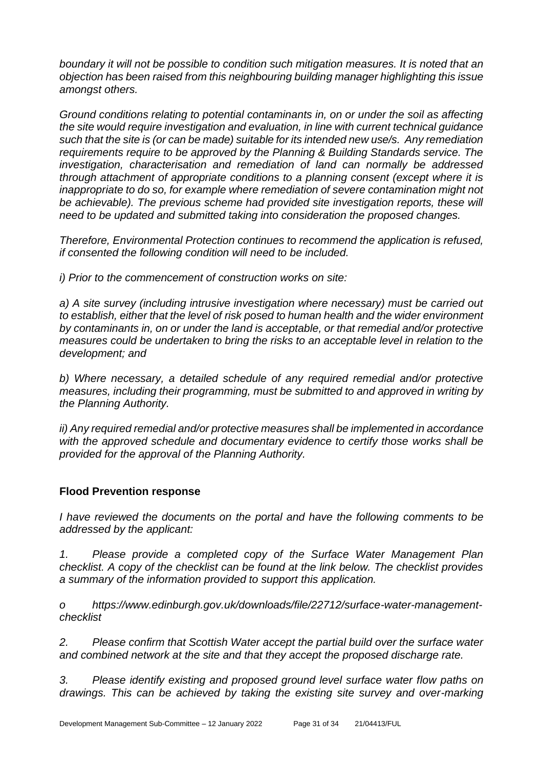*boundary it will not be possible to condition such mitigation measures. It is noted that an objection has been raised from this neighbouring building manager highlighting this issue amongst others.*

*Ground conditions relating to potential contaminants in, on or under the soil as affecting the site would require investigation and evaluation, in line with current technical guidance such that the site is (or can be made) suitable for its intended new use/s. Any remediation requirements require to be approved by the Planning & Building Standards service. The investigation, characterisation and remediation of land can normally be addressed through attachment of appropriate conditions to a planning consent (except where it is inappropriate to do so, for example where remediation of severe contamination might not be achievable). The previous scheme had provided site investigation reports, these will need to be updated and submitted taking into consideration the proposed changes.*

*Therefore, Environmental Protection continues to recommend the application is refused, if consented the following condition will need to be included.*

*i) Prior to the commencement of construction works on site:*

*a) A site survey (including intrusive investigation where necessary) must be carried out to establish, either that the level of risk posed to human health and the wider environment by contaminants in, on or under the land is acceptable, or that remedial and/or protective measures could be undertaken to bring the risks to an acceptable level in relation to the development; and*

*b) Where necessary, a detailed schedule of any required remedial and/or protective measures, including their programming, must be submitted to and approved in writing by the Planning Authority.*

*ii) Any required remedial and/or protective measures shall be implemented in accordance with the approved schedule and documentary evidence to certify those works shall be provided for the approval of the Planning Authority.*

**Flood Prevention response**

*I have reviewed the documents on the portal and have the following comments to be addressed by the applicant:*

*1. Please provide a completed copy of the Surface Water Management Plan checklist. A copy of the checklist can be found at the link below. The checklist provides a summary of the information provided to support this application.*

*o https://www.edinburgh.gov.uk/downloads/file/22712/surface-water-management-checklist*

*2. Please confirm that Scottish Water accept the partial build over the surface water and combined network at the site and that they accept the proposed discharge rate.*

*3. Please identify existing and proposed ground level surface water flow paths on drawings. This can be achieved by taking the existing site survey and over-marking*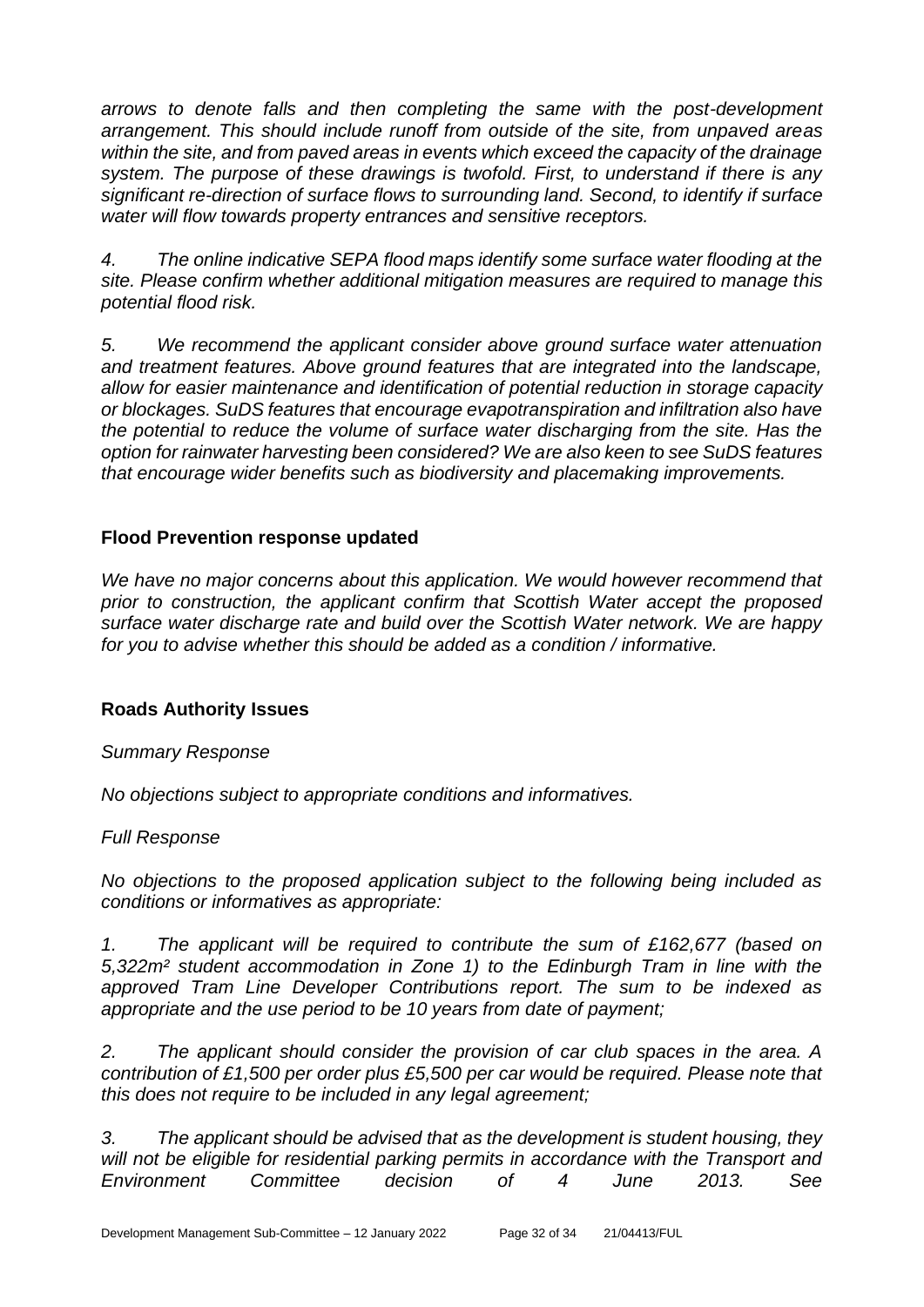*arrows to denote falls and then completing the same with the post-development arrangement. This should include runoff from outside of the site, from unpaved areas within the site, and from paved areas in events which exceed the capacity of the drainage system. The purpose of these drawings is twofold. First, to understand if there is any significant re-direction of surface flows to surrounding land. Second, to identify if surface water will flow towards property entrances and sensitive receptors.*

*4. The online indicative SEPA flood maps identify some surface water flooding at the site. Please confirm whether additional mitigation measures are required to manage this potential flood risk.*

*5. We recommend the applicant consider above ground surface water attenuation and treatment features. Above ground features that are integrated into the landscape, allow for easier maintenance and identification of potential reduction in storage capacity or blockages. SuDS features that encourage evapotranspiration and infiltration also have the potential to reduce the volume of surface water discharging from the site. Has the option for rainwater harvesting been considered? We are also keen to see SuDS features that encourage wider benefits such as biodiversity and placemaking improvements.*

**Flood Prevention response updated**

*We have no major concerns about this application. We would however recommend that prior to construction, the applicant confirm that Scottish Water accept the proposed surface water discharge rate and build over the Scottish Water network. We are happy for you to advise whether this should be added as a condition / informative.*

**Roads Authority Issues**

*Summary Response*

*No objections subject to appropriate conditions and informatives.*

*Full Response*

*No objections to the proposed application subject to the following being included as conditions or informatives as appropriate:*

*1. The applicant will be required to contribute the sum of £162,677 (based on 5,322m² student accommodation in Zone 1) to the Edinburgh Tram in line with the approved Tram Line Developer Contributions report. The sum to be indexed as appropriate and the use period to be 10 years from date of payment;*

*2. The applicant should consider the provision of car club spaces in the area. A contribution of £1,500 per order plus £5,500 per car would be required. Please note that this does not require to be included in any legal agreement;*

*3. The applicant should be advised that as the development is student housing, they will not be eligible for residential parking permits in accordance with the Transport and Environment Committee decision of 4 June 2013. See*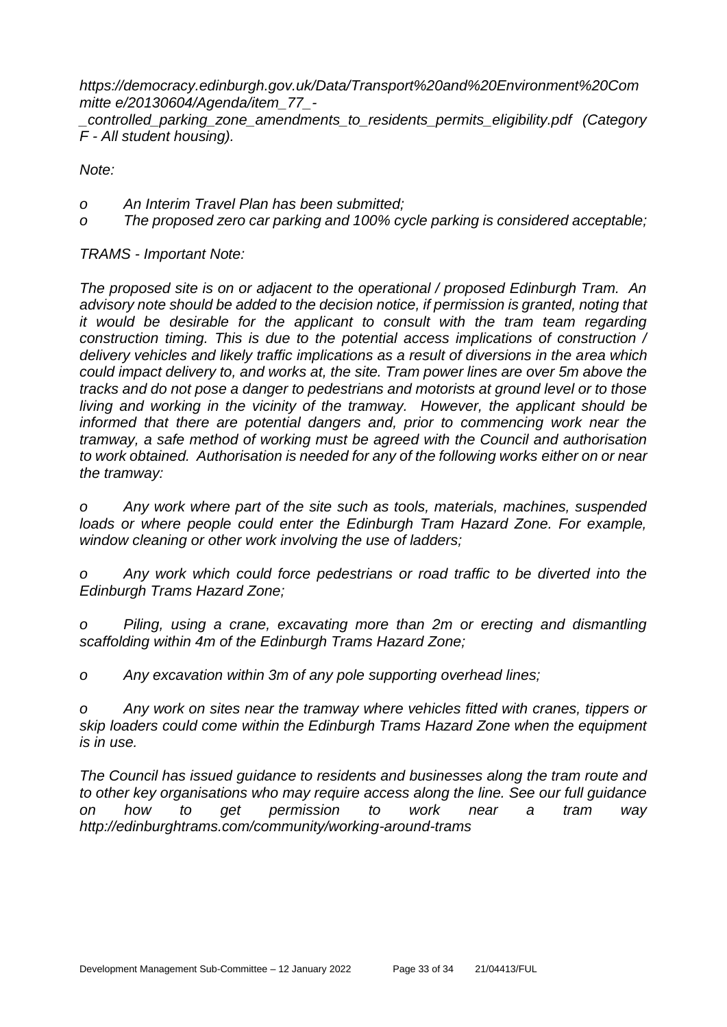*https://democracy.edinburgh.gov.uk/Data/Transport%20and%20Environment%20Committe e/20130604/Agenda/item_77_-_controlled_parking_zone_amendments_to_residents_permits_eligibility.pdf (Category F - All student housing).*

*Note:*

- *An Interim Travel Plan has been submitted;*
- *The proposed zero car parking and 100% cycle parking is considered acceptable;*

*TRAMS - Important Note:*

*The proposed site is on or adjacent to the operational / proposed Edinburgh Tram. An advisory note should be added to the decision notice, if permission is granted, noting that it would be desirable for the applicant to consult with the tram team regarding construction timing. This is due to the potential access implications of construction / delivery vehicles and likely traffic implications as a result of diversions in the area which could impact delivery to, and works at, the site. Tram power lines are over 5m above the tracks and do not pose a danger to pedestrians and motorists at ground level or to those living and working in the vicinity of the tramway. However, the applicant should be informed that there are potential dangers and, prior to commencing work near the tramway, a safe method of working must be agreed with the Council and authorisation to work obtained. Authorisation is needed for any of the following works either on or near the tramway:*

- *Any work where part of the site such as tools, materials, machines, suspended loads or where people could enter the Edinburgh Tram Hazard Zone. For example, window cleaning or other work involving the use of ladders;*

- *Any work which could force pedestrians or road traffic to be diverted into the Edinburgh Trams Hazard Zone;*

- *Piling, using a crane, excavating more than 2m or erecting and dismantling scaffolding within 4m of the Edinburgh Trams Hazard Zone;*

- *Any excavation within 3m of any pole supporting overhead lines;*

- *Any work on sites near the tramway where vehicles fitted with cranes, tippers or skip loaders could come within the Edinburgh Trams Hazard Zone when the equipment is in use.*

*The Council has issued guidance to residents and businesses along the tram route and to other key organisations who may require access along the line. See our full guidance on how to get permission to work near a tram way http://edinburghtrams.com/community/working-around-trams*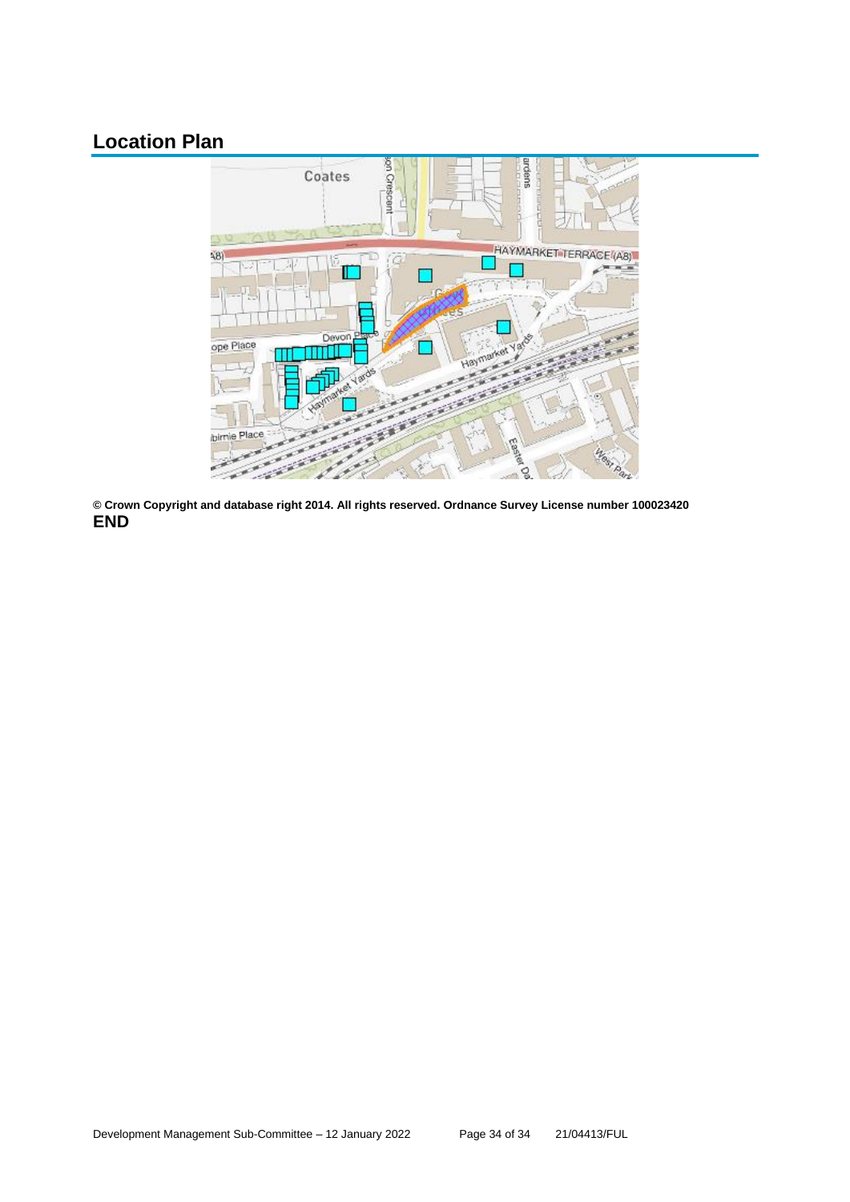## Location Plan

**© Crown Copyright and database right 2014. All rights reserved. Ordnance Survey License number 100023420**

**END**